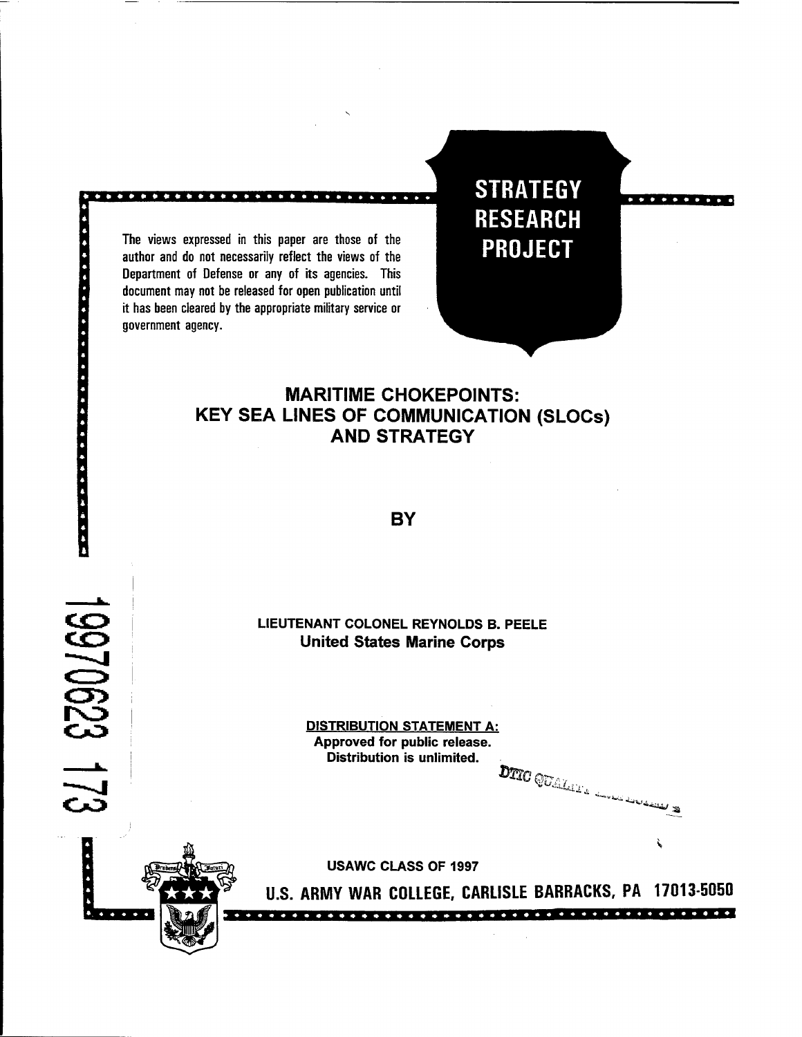STRATEGY RESEARCH PROJECT

The views expressed in this paper are those of the author and do not necessarily reflect the views of the Department of Defense or any of its agencies. This document may not be released for open publication until it has been cleared by the appropriate military service or government agency.

# MARITIME CHOKEPOINTS: KEY SEA LINES OF COMMUNICATION (SLOCs) AND STRATEGY

**BY**

19970623 173

**LIEUTENANT COLONEL REYNOLDS B. PEELE**
**United States Marine Corps**

**DISTRIBUTION STATEMENT A:**
**Approved for public release.**
**Distribution is unlimited.**

DTIC QUALITY INSPECTED 3

**USAWC CLASS OF 1997**

**U.S. ARMY WAR COLLEGE, CARLISLE BARRACKS, PA 17013-5050**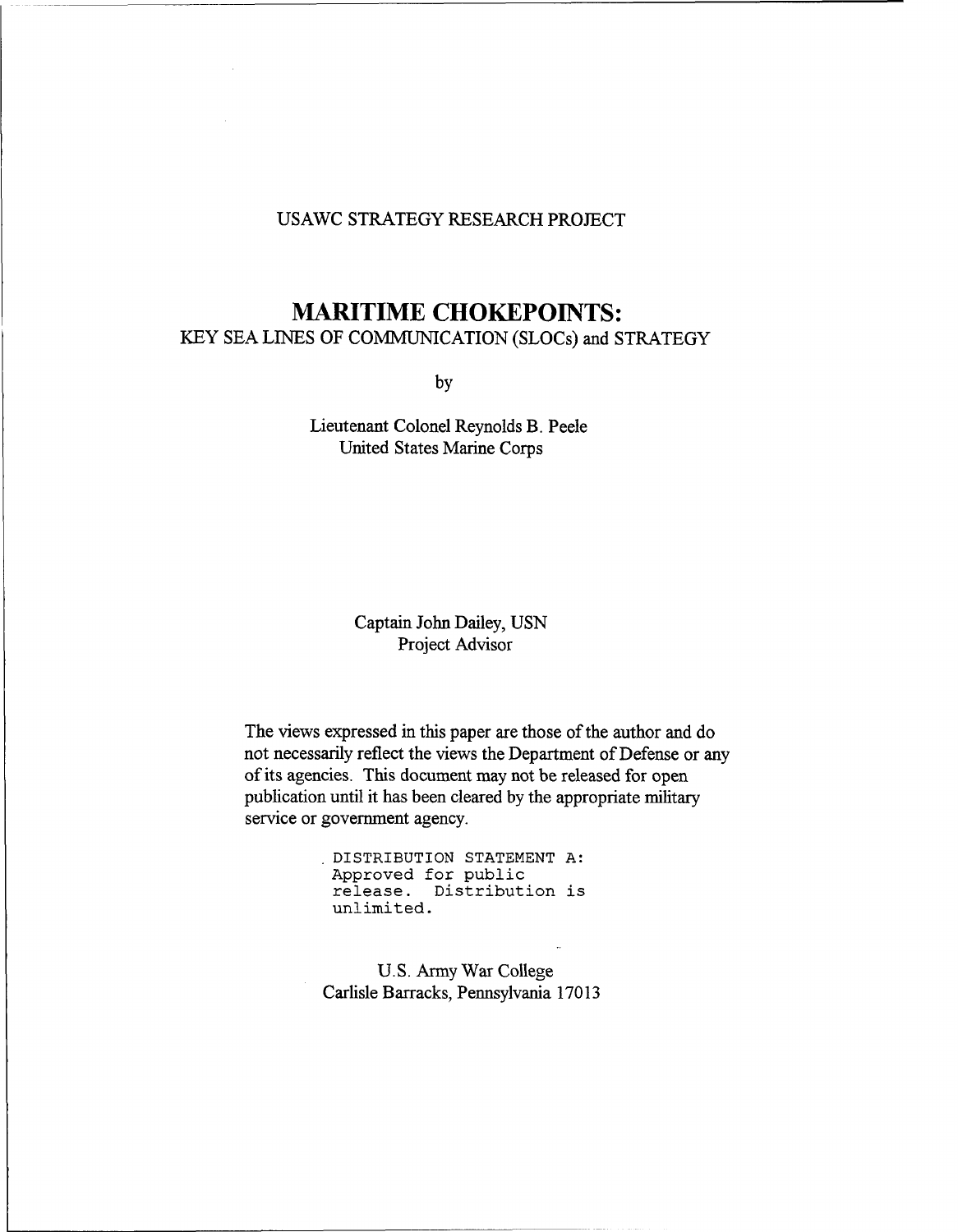USAWC STRATEGY RESEARCH PROJECT

# MARITIME CHOKEPOINTS:

## KEY SEA LINES OF COMMUNICATION (SLOCs) and STRATEGY

by

Lieutenant Colonel Reynolds B. Peele
United States Marine Corps

Captain John Dailey, USN
Project Advisor

The views expressed in this paper are those of the author and do not necessarily reflect the views the Department of Defense or any of its agencies. This document may not be released for open publication until it has been cleared by the appropriate military service or government agency.

DISTRIBUTION STATEMENT A:
Approved for public release. Distribution is unlimited.

U.S. Army War College
Carlisle Barracks, Pennsylvania 17013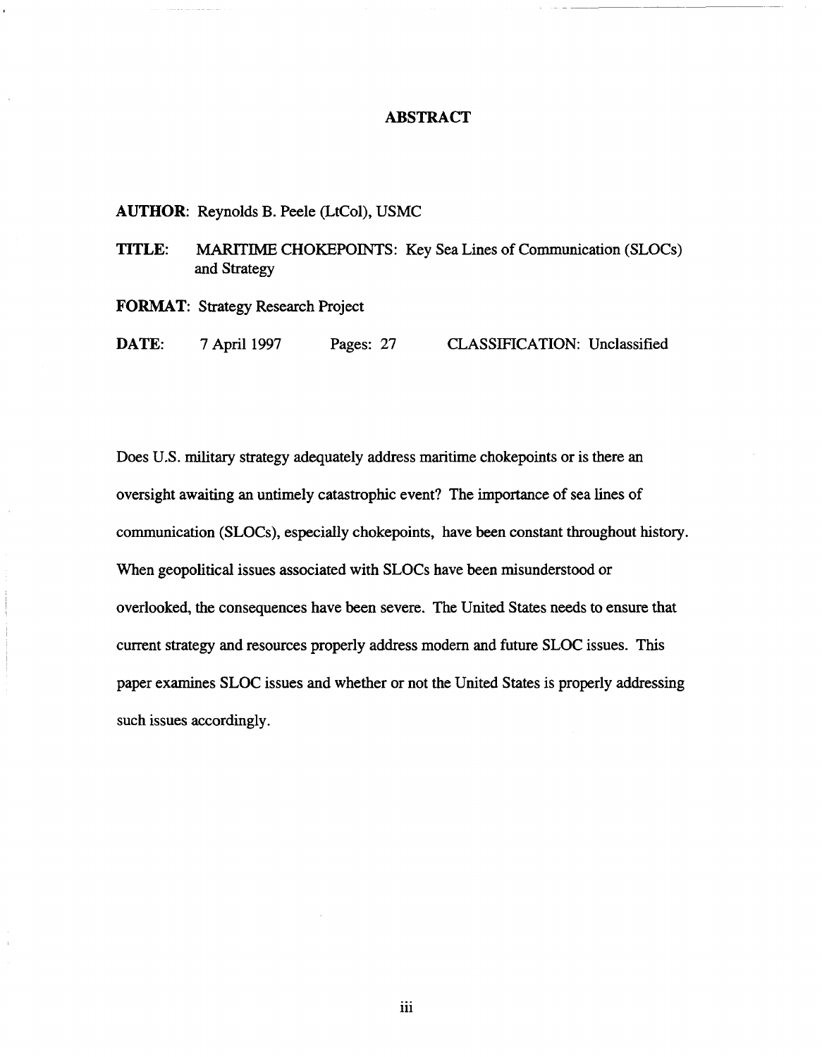# ABSTRACT

**AUTHOR**: Reynolds B. Peele (LtCol), USMC

**TITLE**: MARITIME CHOKEPOINTS: Key Sea Lines of Communication (SLOCs) and Strategy

**FORMAT**: Strategy Research Project

**DATE**: 7 April 1997 Pages: 27 CLASSIFICATION: Unclassified

Does U.S. military strategy adequately address maritime chokepoints or is there an oversight awaiting an untimely catastrophic event? The importance of sea lines of communication (SLOCs), especially chokepoints, have been constant throughout history. When geopolitical issues associated with SLOCs have been misunderstood or overlooked, the consequences have been severe. The United States needs to ensure that current strategy and resources properly address modern and future SLOC issues. This paper examines SLOC issues and whether or not the United States is properly addressing such issues accordingly.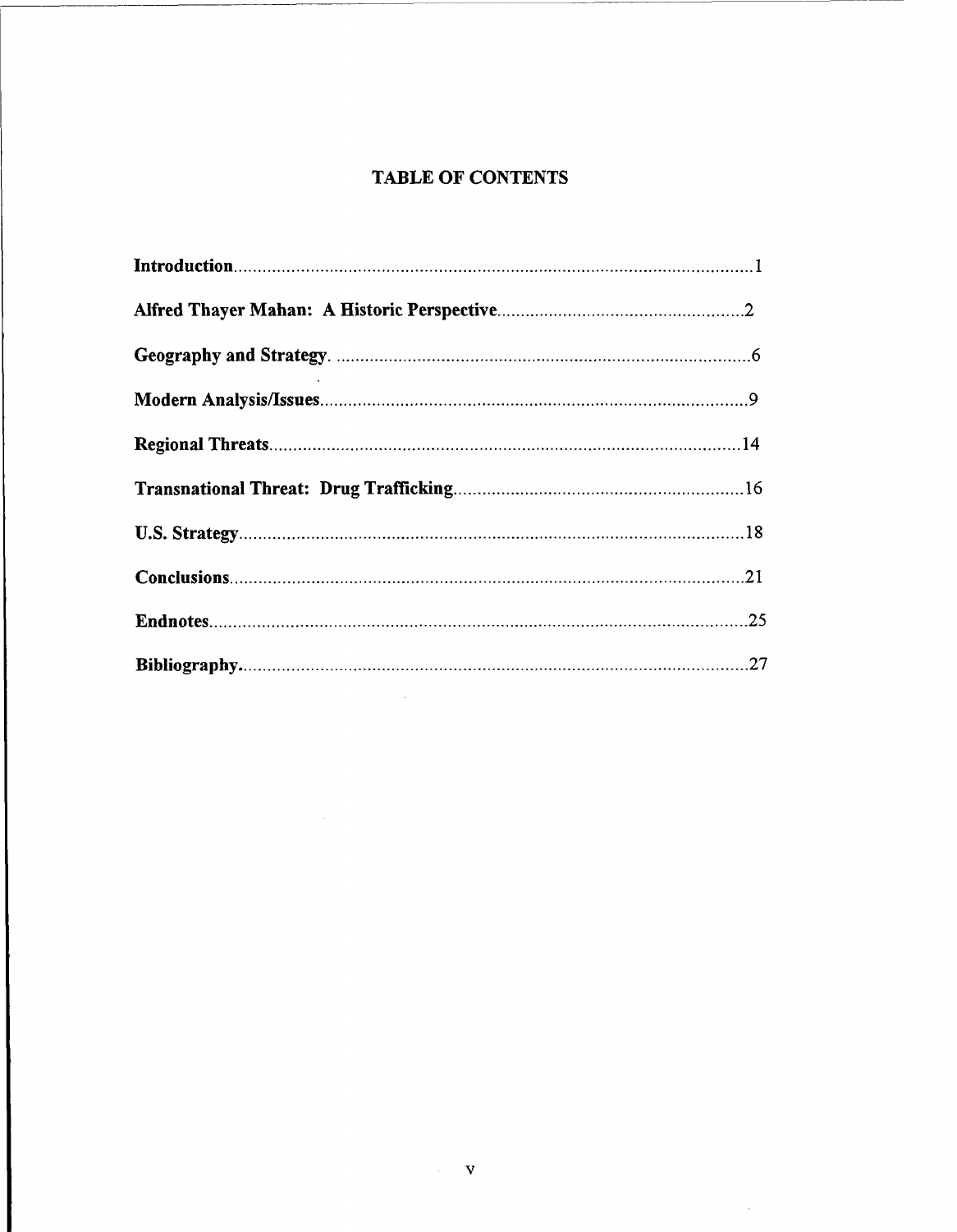# TABLE OF CONTENTS

**Introduction**............................................................................................................1

**Alfred Thayer Mahan: A Historic Perspective**...................................................2

**Geography and Strategy**. ......................................................................................6

**Modern Analysis/Issues**..........................................................................................9

**Regional Threats**....................................................................................................14

**Transnational Threat: Drug Trafficking**.............................................................16

**U.S. Strategy**...........................................................................................................18

**Conclusions**.............................................................................................................21

**Endnotes**..................................................................................................................25

**Bibliography**............................................................................................................27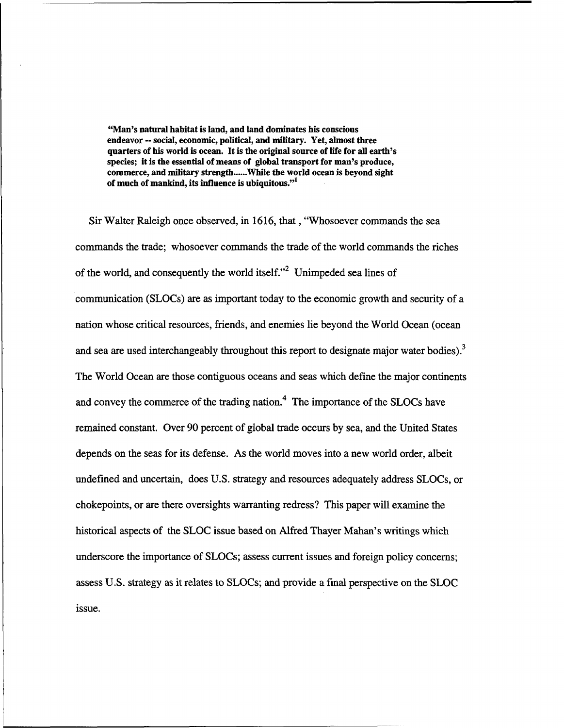> **"Man's natural habitat is land, and land dominates his conscious endeavor -- social, economic, political, and military. Yet, almost three quarters of his world is ocean. It is the original source of life for all earth's species; it is the essential of means of global transport for man's produce, commerce, and military strength......While the world ocean is beyond sight of much of mankind, its influence is ubiquitous."[1]**

Sir Walter Raleigh once observed, in 1616, that , "Whosoever commands the sea commands the trade; whosoever commands the trade of the world commands the riches of the world, and consequently the world itself."[2] Unimpeded sea lines of communication (SLOCs) are as important today to the economic growth and security of a nation whose critical resources, friends, and enemies lie beyond the World Ocean (ocean and sea are used interchangeably throughout this report to designate major water bodies).[3] The World Ocean are those contiguous oceans and seas which define the major continents and convey the commerce of the trading nation.[4] The importance of the SLOCs have remained constant. Over 90 percent of global trade occurs by sea, and the United States depends on the seas for its defense. As the world moves into a new world order, albeit undefined and uncertain, does U.S. strategy and resources adequately address SLOCs, or chokepoints, or are there oversights warranting redress? This paper will examine the historical aspects of the SLOC issue based on Alfred Thayer Mahan's writings which underscore the importance of SLOCs; assess current issues and foreign policy concerns; assess U.S. strategy as it relates to SLOCs; and provide a final perspective on the SLOC issue.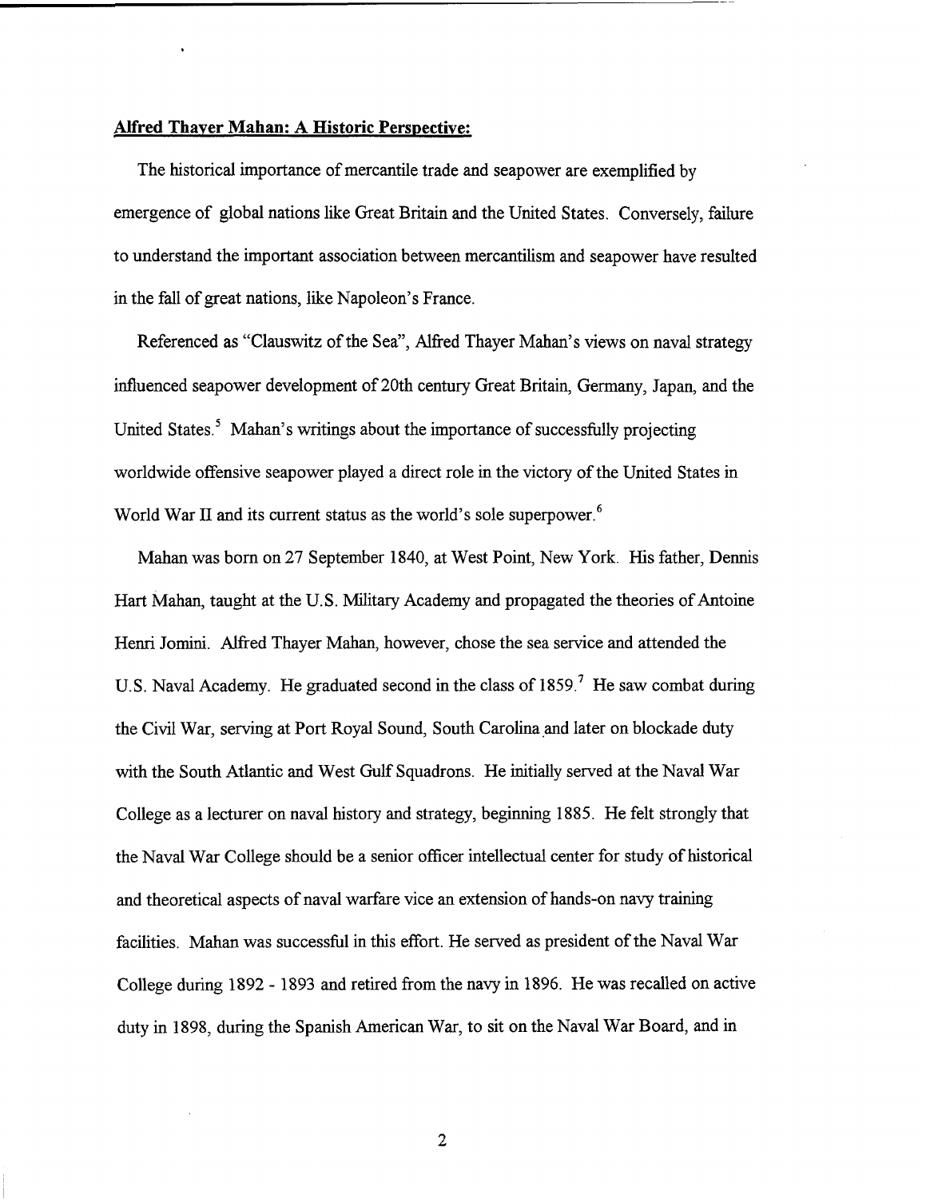## **Alfred Thayer Mahan: A Historic Perspective:**

The historical importance of mercantile trade and seapower are exemplified by emergence of global nations like Great Britain and the United States. Conversely, failure to understand the important association between mercantilism and seapower have resulted in the fall of great nations, like Napoleon's France.

Referenced as "Clauswitz of the Sea", Alfred Thayer Mahan's views on naval strategy influenced seapower development of 20th century Great Britain, Germany, Japan, and the United States.[5] Mahan's writings about the importance of successfully projecting worldwide offensive seapower played a direct role in the victory of the United States in World War II and its current status as the world's sole superpower.[6]

Mahan was born on 27 September 1840, at West Point, New York. His father, Dennis Hart Mahan, taught at the U.S. Military Academy and propagated the theories of Antoine Henri Jomini. Alfred Thayer Mahan, however, chose the sea service and attended the U.S. Naval Academy. He graduated second in the class of 1859.[7] He saw combat during the Civil War, serving at Port Royal Sound, South Carolina and later on blockade duty with the South Atlantic and West Gulf Squadrons. He initially served at the Naval War College as a lecturer on naval history and strategy, beginning 1885. He felt strongly that the Naval War College should be a senior officer intellectual center for study of historical and theoretical aspects of naval warfare vice an extension of hands-on navy training facilities. Mahan was successful in this effort. He served as president of the Naval War College during 1892 - 1893 and retired from the navy in 1896. He was recalled on active duty in 1898, during the Spanish American War, to sit on the Naval War Board, and in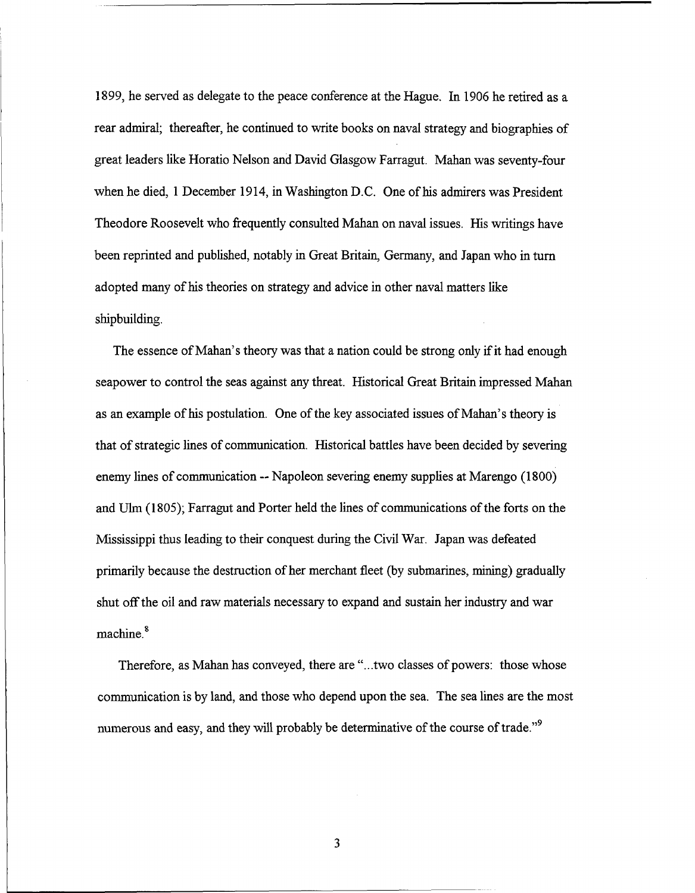1899, he served as delegate to the peace conference at the Hague. In 1906 he retired as a rear admiral; thereafter, he continued to write books on naval strategy and biographies of great leaders like Horatio Nelson and David Glasgow Farragut. Mahan was seventy-four when he died, 1 December 1914, in Washington D.C. One of his admirers was President Theodore Roosevelt who frequently consulted Mahan on naval issues. His writings have been reprinted and published, notably in Great Britain, Germany, and Japan who in turn adopted many of his theories on strategy and advice in other naval matters like shipbuilding.

The essence of Mahan's theory was that a nation could be strong only if it had enough seapower to control the seas against any threat. Historical Great Britain impressed Mahan as an example of his postulation. One of the key associated issues of Mahan's theory is that of strategic lines of communication. Historical battles have been decided by severing enemy lines of communication -- Napoleon severing enemy supplies at Marengo (1800) and Ulm (1805); Farragut and Porter held the lines of communications of the forts on the Mississippi thus leading to their conquest during the Civil War. Japan was defeated primarily because the destruction of her merchant fleet (by submarines, mining) gradually shut off the oil and raw materials necessary to expand and sustain her industry and war machine.[8]

Therefore, as Mahan has conveyed, there are "...two classes of powers: those whose communication is by land, and those who depend upon the sea. The sea lines are the most numerous and easy, and they will probably be determinative of the course of trade."[9]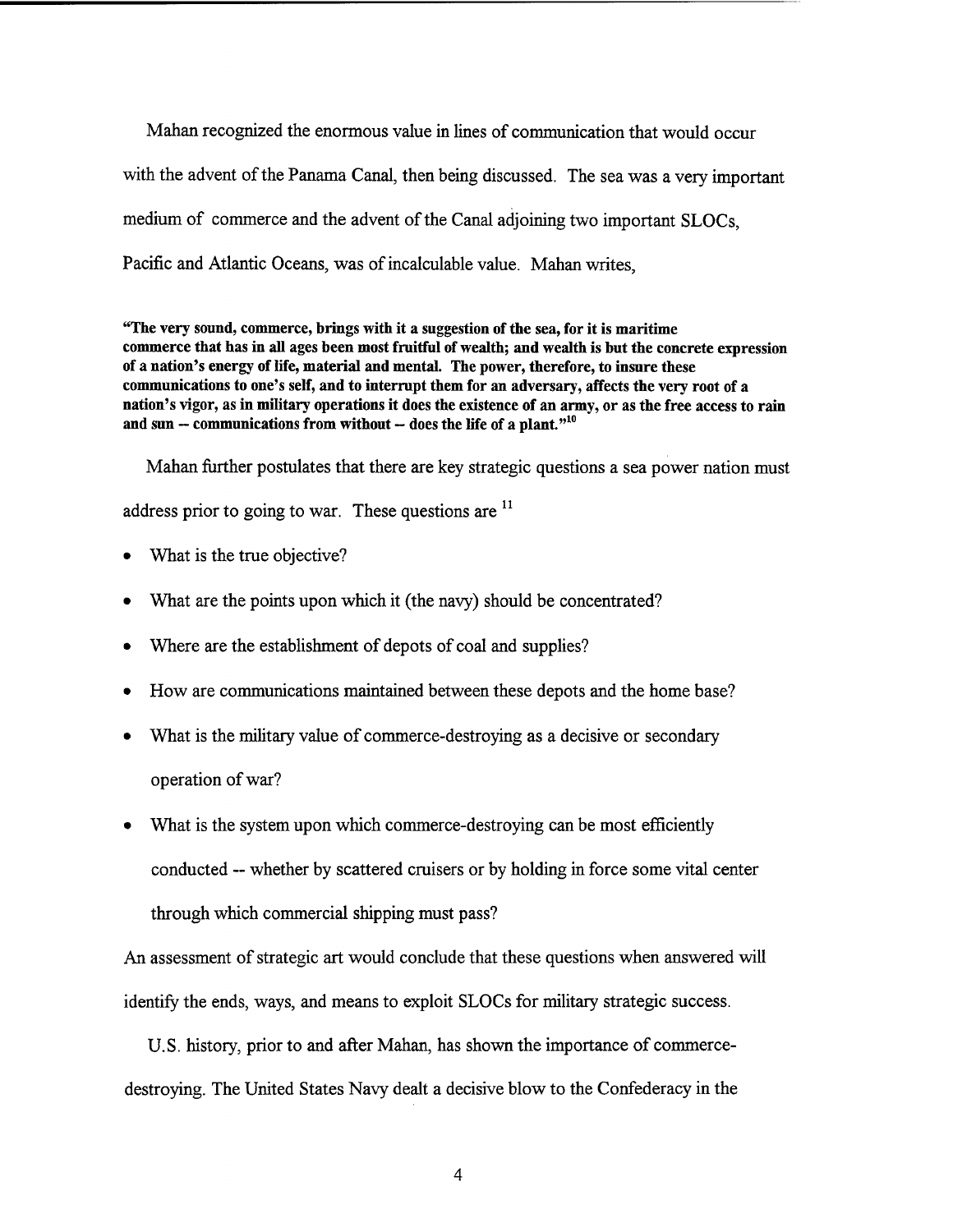Mahan recognized the enormous value in lines of communication that would occur with the advent of the Panama Canal, then being discussed. The sea was a very important medium of commerce and the advent of the Canal adjoining two important SLOCs, Pacific and Atlantic Oceans, was of incalculable value. Mahan writes,

> **"The very sound, commerce, brings with it a suggestion of the sea, for it is maritime commerce that has in all ages been most fruitful of wealth; and wealth is but the concrete expression of a nation's energy of life, material and mental. The power, therefore, to insure these communications to one's self, and to interrupt them for an adversary, affects the very root of a nation's vigor, as in military operations it does the existence of an army, or as the free access to rain and sun -- communications from without -- does the life of a plant."[10]**

Mahan further postulates that there are key strategic questions a sea power nation must address prior to going to war. These questions are [11]

- What is the true objective?
- What are the points upon which it (the navy) should be concentrated?
- Where are the establishment of depots of coal and supplies?
- How are communications maintained between these depots and the home base?
- What is the military value of commerce-destroying as a decisive or secondary operation of war?
- What is the system upon which commerce-destroying can be most efficiently conducted -- whether by scattered cruisers or by holding in force some vital center through which commercial shipping must pass?

An assessment of strategic art would conclude that these questions when answered will identify the ends, ways, and means to exploit SLOCs for military strategic success.

U.S. history, prior to and after Mahan, has shown the importance of commerce-destroying. The United States Navy dealt a decisive blow to the Confederacy in the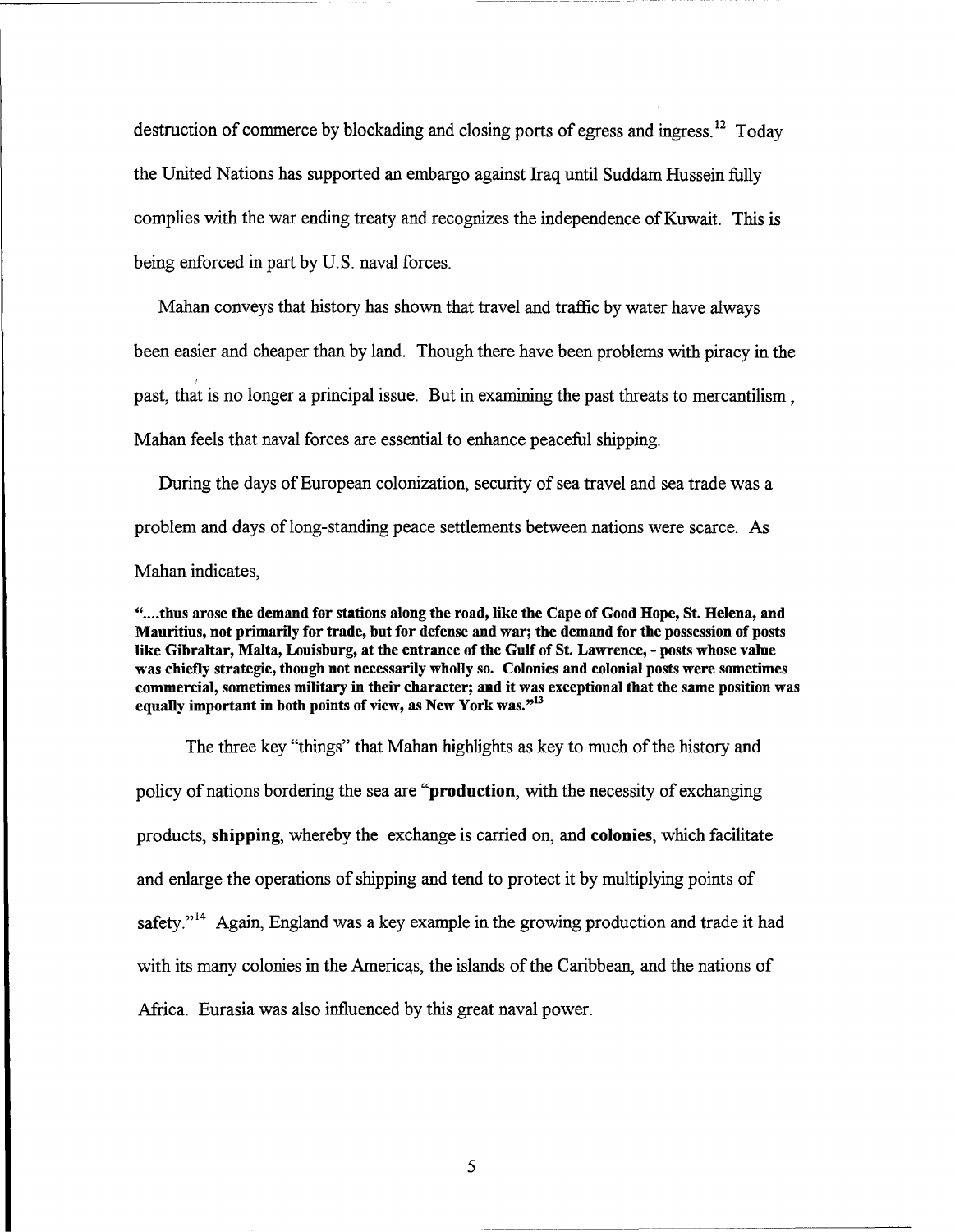destruction of commerce by blockading and closing ports of egress and ingress.[12] Today the United Nations has supported an embargo against Iraq until Suddam Hussein fully complies with the war ending treaty and recognizes the independence of Kuwait. This is being enforced in part by U.S. naval forces.

Mahan conveys that history has shown that travel and traffic by water have always been easier and cheaper than by land. Though there have been problems with piracy in the past, that is no longer a principal issue. But in examining the past threats to mercantilism , Mahan feels that naval forces are essential to enhance peaceful shipping.

During the days of European colonization, security of sea travel and sea trade was a problem and days of long-standing peace settlements between nations were scarce. As Mahan indicates,

> **"....thus arose the demand for stations along the road, like the Cape of Good Hope, St. Helena, and Mauritius, not primarily for trade, but for defense and war; the demand for the possession of posts like Gibraltar, Malta, Louisburg, at the entrance of the Gulf of St. Lawrence, - posts whose value was chiefly strategic, though not necessarily wholly so. Colonies and colonial posts were sometimes commercial, sometimes military in their character; and it was exceptional that the same position was equally important in both points of view, as New York was."[13]**

The three key "things" that Mahan highlights as key to much of the history and policy of nations bordering the sea are "**production**, with the necessity of exchanging products, **shipping**, whereby the exchange is carried on, and **colonies**, which facilitate and enlarge the operations of shipping and tend to protect it by multiplying points of safety."[14] Again, England was a key example in the growing production and trade it had with its many colonies in the Americas, the islands of the Caribbean, and the nations of Africa. Eurasia was also influenced by this great naval power.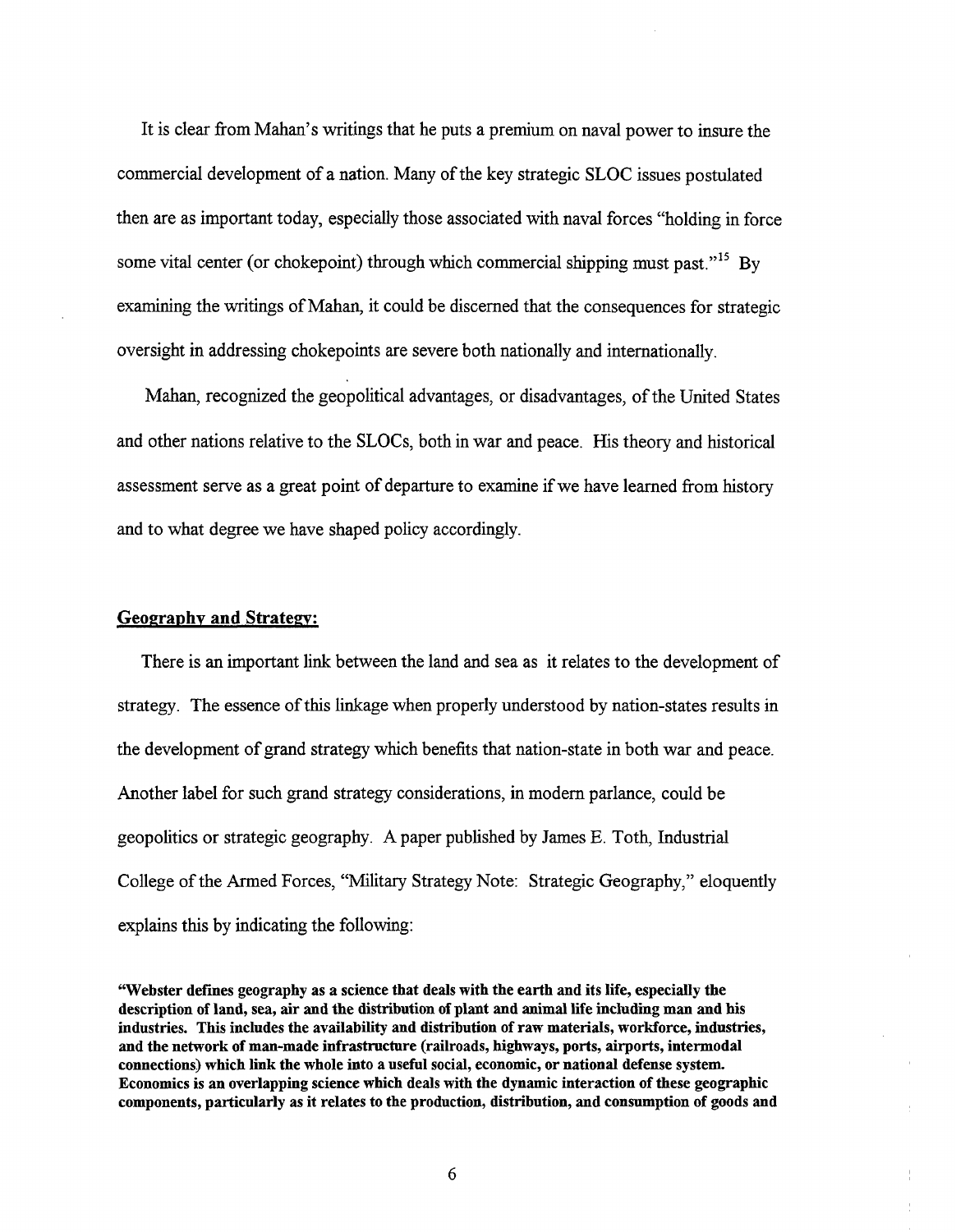It is clear from Mahan's writings that he puts a premium on naval power to insure the commercial development of a nation. Many of the key strategic SLOC issues postulated then are as important today, especially those associated with naval forces "holding in force some vital center (or chokepoint) through which commercial shipping must past."[15] By examining the writings of Mahan, it could be discerned that the consequences for strategic oversight in addressing chokepoints are severe both nationally and internationally.

Mahan, recognized the geopolitical advantages, or disadvantages, of the United States and other nations relative to the SLOCs, both in war and peace. His theory and historical assessment serve as a great point of departure to examine if we have learned from history and to what degree we have shaped policy accordingly.

**Geography and Strategy:**

There is an important link between the land and sea as it relates to the development of strategy. The essence of this linkage when properly understood by nation-states results in the development of grand strategy which benefits that nation-state in both war and peace. Another label for such grand strategy considerations, in modern parlance, could be geopolitics or strategic geography. A paper published by James E. Toth, Industrial College of the Armed Forces, "Military Strategy Note: Strategic Geography," eloquently explains this by indicating the following:

**"Webster defines geography as a science that deals with the earth and its life, especially the description of land, sea, air and the distribution of plant and animal life including man and his industries. This includes the availability and distribution of raw materials, workforce, industries, and the network of man-made infrastructure (railroads, highways, ports, airports, intermodal connections) which link the whole into a useful social, economic, or national defense system. Economics is an overlapping science which deals with the dynamic interaction of these geographic components, particularly as it relates to the production, distribution, and consumption of goods and**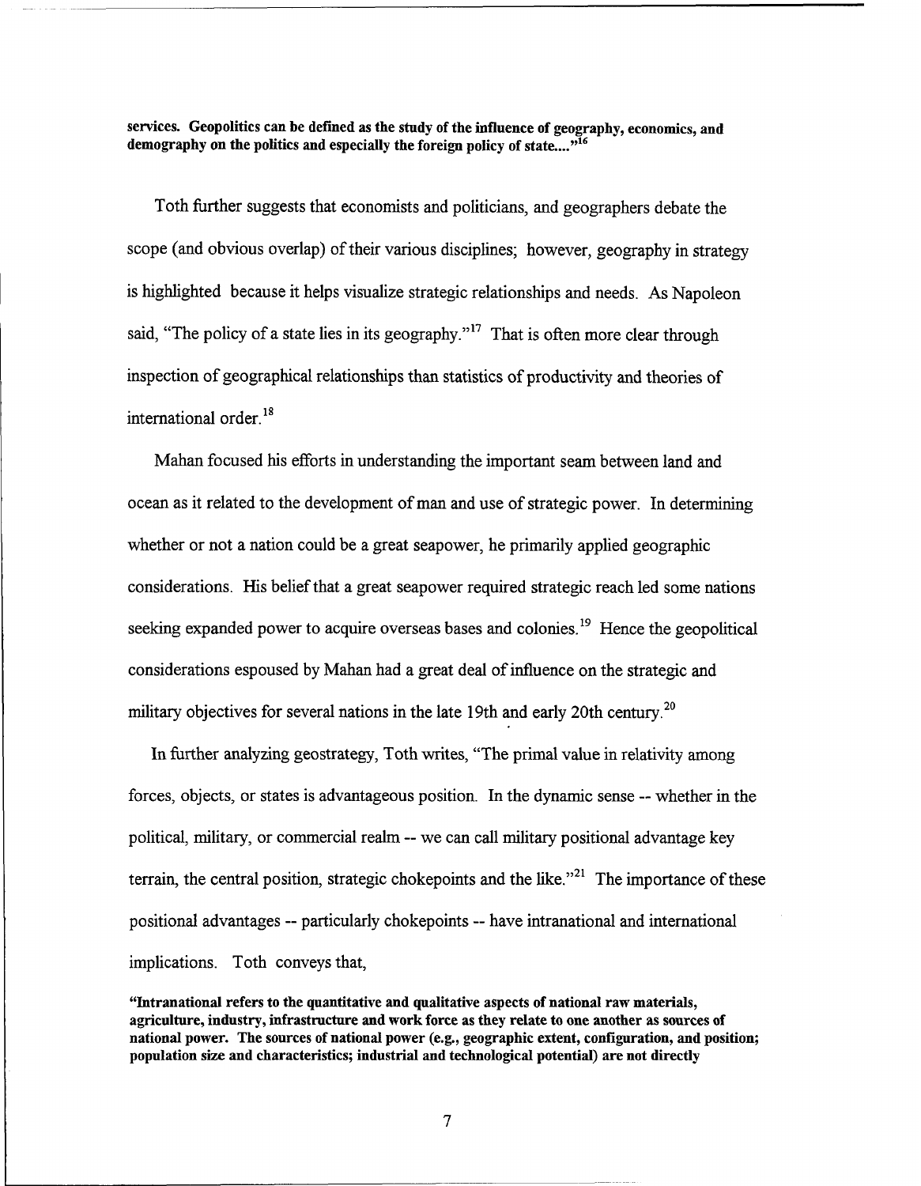**services. Geopolitics can be defined as the study of the influence of geography, economics, and demography on the politics and especially the foreign policy of state...."[16]**

Toth further suggests that economists and politicians, and geographers debate the scope (and obvious overlap) of their various disciplines; however, geography in strategy is highlighted because it helps visualize strategic relationships and needs. As Napoleon said, "The policy of a state lies in its geography."[17] That is often more clear through inspection of geographical relationships than statistics of productivity and theories of international order.[18]

Mahan focused his efforts in understanding the important seam between land and ocean as it related to the development of man and use of strategic power. In determining whether or not a nation could be a great seapower, he primarily applied geographic considerations. His belief that a great seapower required strategic reach led some nations seeking expanded power to acquire overseas bases and colonies.[19] Hence the geopolitical considerations espoused by Mahan had a great deal of influence on the strategic and military objectives for several nations in the late 19th and early 20th century.[20]

In further analyzing geostrategy, Toth writes, "The primal value in relativity among forces, objects, or states is advantageous position. In the dynamic sense -- whether in the political, military, or commercial realm -- we can call military positional advantage key terrain, the central position, strategic chokepoints and the like."[21] The importance of these positional advantages -- particularly chokepoints -- have intranational and international implications. Toth conveys that,

**"Intranational refers to the quantitative and qualitative aspects of national raw materials, agriculture, industry, infrastructure and work force as they relate to one another as sources of national power. The sources of national power (e.g., geographic extent, configuration, and position; population size and characteristics; industrial and technological potential) are not directly**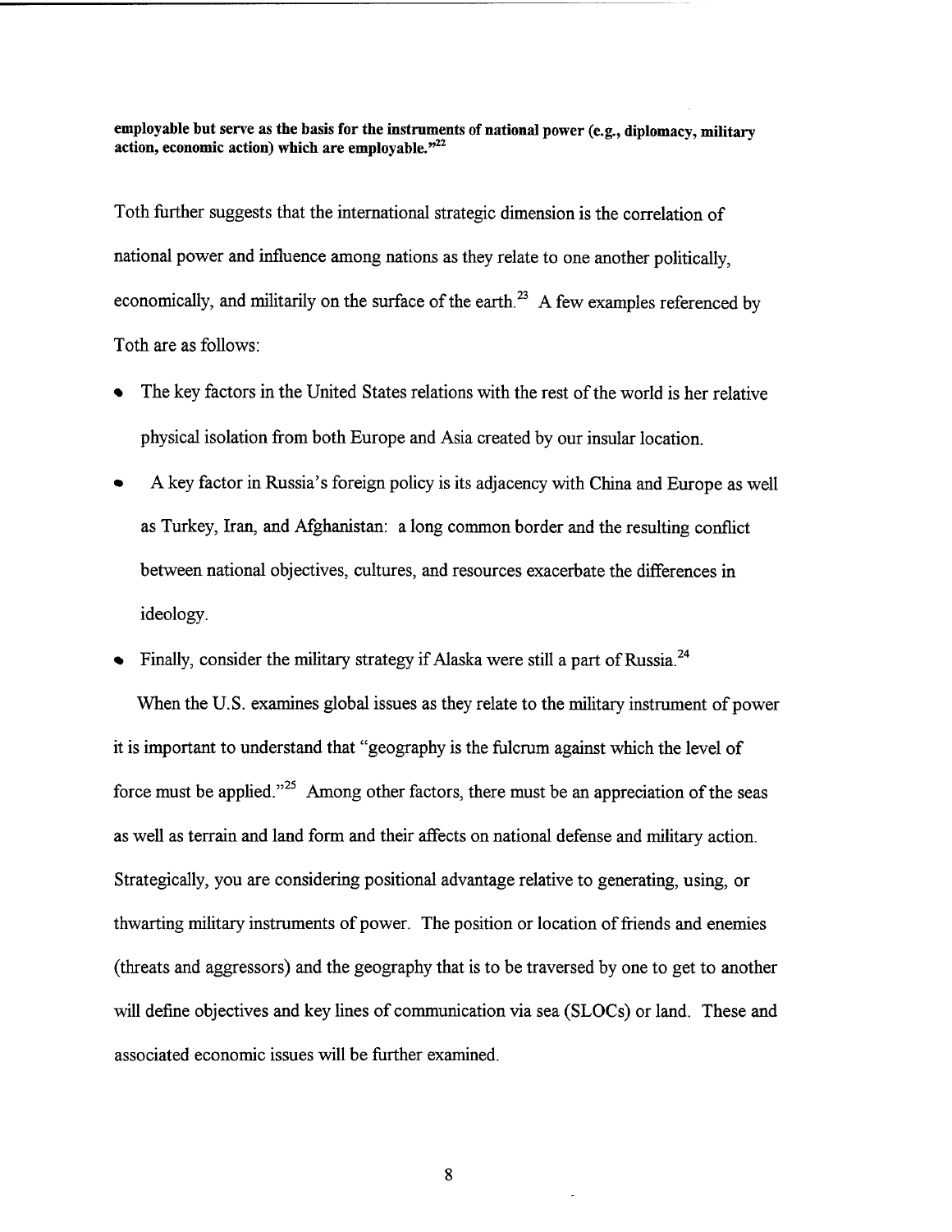**employable but serve as the basis for the instruments of national power (e.g., diplomacy, military action, economic action) which are employable."[22]**

Toth further suggests that the international strategic dimension is the correlation of national power and influence among nations as they relate to one another politically, economically, and militarily on the surface of the earth.[23] A few examples referenced by Toth are as follows:

- The key factors in the United States relations with the rest of the world is her relative physical isolation from both Europe and Asia created by our insular location.
- A key factor in Russia's foreign policy is its adjacency with China and Europe as well as Turkey, Iran, and Afghanistan: a long common border and the resulting conflict between national objectives, cultures, and resources exacerbate the differences in ideology.
- Finally, consider the military strategy if Alaska were still a part of Russia.[24]

When the U.S. examines global issues as they relate to the military instrument of power it is important to understand that "geography is the fulcrum against which the level of force must be applied."[25] Among other factors, there must be an appreciation of the seas as well as terrain and land form and their affects on national defense and military action. Strategically, you are considering positional advantage relative to generating, using, or thwarting military instruments of power. The position or location of friends and enemies (threats and aggressors) and the geography that is to be traversed by one to get to another will define objectives and key lines of communication via sea (SLOCs) or land. These and associated economic issues will be further examined.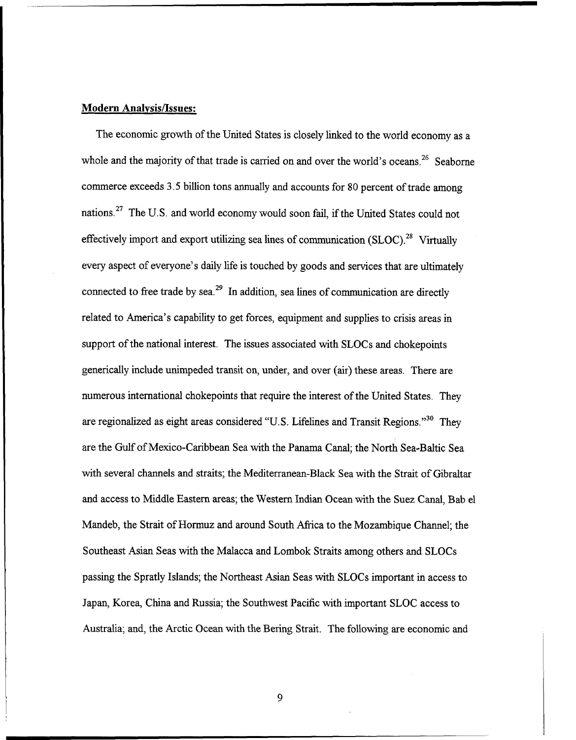**Modern Analysis/Issues:**

The economic growth of the United States is closely linked to the world economy as a whole and the majority of that trade is carried on and over the world's oceans.[26] Seaborne commerce exceeds 3.5 billion tons annually and accounts for 80 percent of trade among nations.[27] The U.S. and world economy would soon fail, if the United States could not effectively import and export utilizing sea lines of communication (SLOC).[28] Virtually every aspect of everyone's daily life is touched by goods and services that are ultimately connected to free trade by sea.[29] In addition, sea lines of communication are directly related to America's capability to get forces, equipment and supplies to crisis areas in support of the national interest. The issues associated with SLOCs and chokepoints generically include unimpeded transit on, under, and over (air) these areas. There are numerous international chokepoints that require the interest of the United States. They are regionalized as eight areas considered "U.S. Lifelines and Transit Regions."[30] They are the Gulf of Mexico-Caribbean Sea with the Panama Canal; the North Sea-Baltic Sea with several channels and straits; the Mediterranean-Black Sea with the Strait of Gibraltar and access to Middle Eastern areas; the Western Indian Ocean with the Suez Canal, Bab el Mandeb, the Strait of Hormuz and around South Africa to the Mozambique Channel; the Southeast Asian Seas with the Malacca and Lombok Straits among others and SLOCs passing the Spratly Islands; the Northeast Asian Seas with SLOCs important in access to Japan, Korea, China and Russia; the Southwest Pacific with important SLOC access to Australia; and, the Arctic Ocean with the Bering Strait. The following are economic and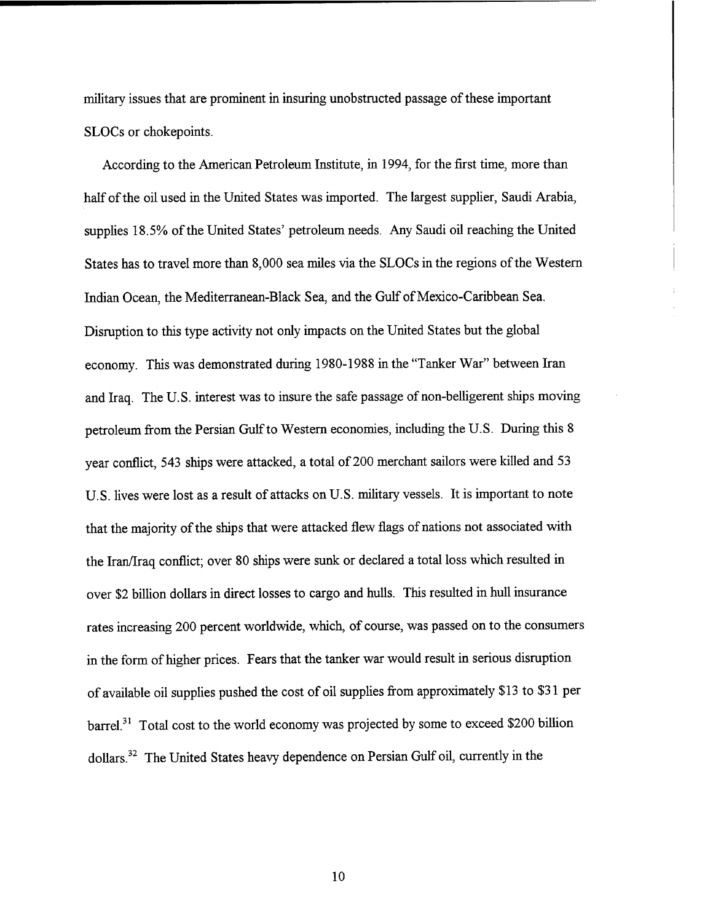military issues that are prominent in insuring unobstructed passage of these important SLOCs or chokepoints.

According to the American Petroleum Institute, in 1994, for the first time, more than half of the oil used in the United States was imported. The largest supplier, Saudi Arabia, supplies 18.5% of the United States' petroleum needs. Any Saudi oil reaching the United States has to travel more than 8,000 sea miles via the SLOCs in the regions of the Western Indian Ocean, the Mediterranean-Black Sea, and the Gulf of Mexico-Caribbean Sea. Disruption to this type activity not only impacts on the United States but the global economy. This was demonstrated during 1980-1988 in the "Tanker War" between Iran and Iraq. The U.S. interest was to insure the safe passage of non-belligerent ships moving petroleum from the Persian Gulf to Western economies, including the U.S. During this 8 year conflict, 543 ships were attacked, a total of 200 merchant sailors were killed and 53 U.S. lives were lost as a result of attacks on U.S. military vessels. It is important to note that the majority of the ships that were attacked flew flags of nations not associated with the Iran/Iraq conflict; over 80 ships were sunk or declared a total loss which resulted in over $2 billion dollars in direct losses to cargo and hulls. This resulted in hull insurance rates increasing 200 percent worldwide, which, of course, was passed on to the consumers in the form of higher prices. Fears that the tanker war would result in serious disruption of available oil supplies pushed the cost of oil supplies from approximately $13 to $31 per barrel.[31] Total cost to the world economy was projected by some to exceed $200 billion dollars.[32] The United States heavy dependence on Persian Gulf oil, currently in the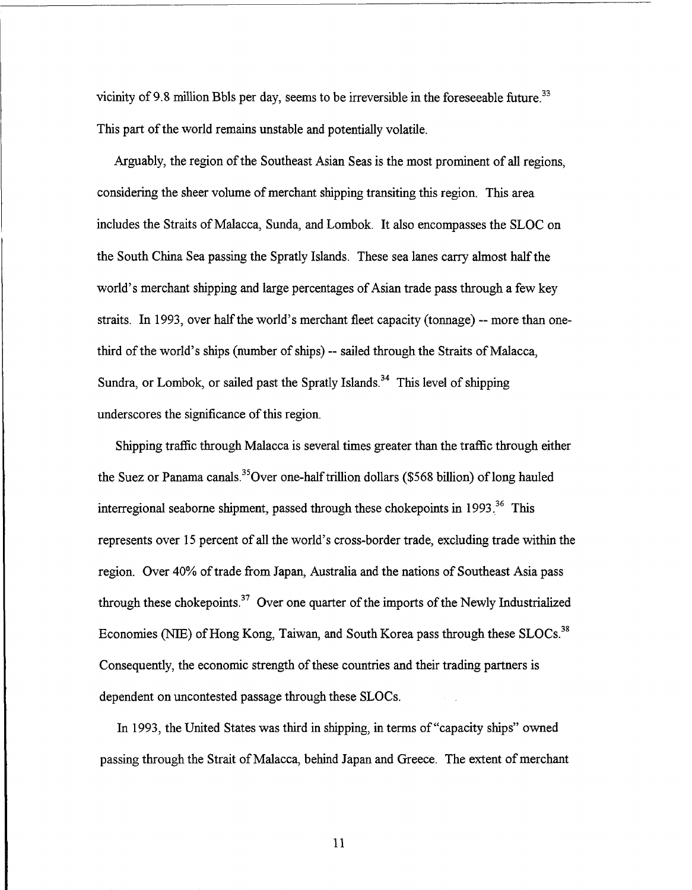vicinity of 9.8 million Bbls per day, seems to be irreversible in the foreseeable future.[33] This part of the world remains unstable and potentially volatile.

Arguably, the region of the Southeast Asian Seas is the most prominent of all regions, considering the sheer volume of merchant shipping transiting this region. This area includes the Straits of Malacca, Sunda, and Lombok. It also encompasses the SLOC on the South China Sea passing the Spratly Islands. These sea lanes carry almost half the world's merchant shipping and large percentages of Asian trade pass through a few key straits. In 1993, over half the world's merchant fleet capacity (tonnage) -- more than one-third of the world's ships (number of ships) -- sailed through the Straits of Malacca, Sundra, or Lombok, or sailed past the Spratly Islands.[34] This level of shipping underscores the significance of this region.

Shipping traffic through Malacca is several times greater than the traffic through either the Suez or Panama canals.[35] Over one-half trillion dollars ($568 billion) of long hauled interregional seaborne shipment, passed through these chokepoints in 1993.[36] This represents over 15 percent of all the world's cross-border trade, excluding trade within the region. Over 40% of trade from Japan, Australia and the nations of Southeast Asia pass through these chokepoints.[37] Over one quarter of the imports of the Newly Industrialized Economies (NIE) of Hong Kong, Taiwan, and South Korea pass through these SLOCs.[38] Consequently, the economic strength of these countries and their trading partners is dependent on uncontested passage through these SLOCs.

In 1993, the United States was third in shipping, in terms of "capacity ships" owned passing through the Strait of Malacca, behind Japan and Greece. The extent of merchant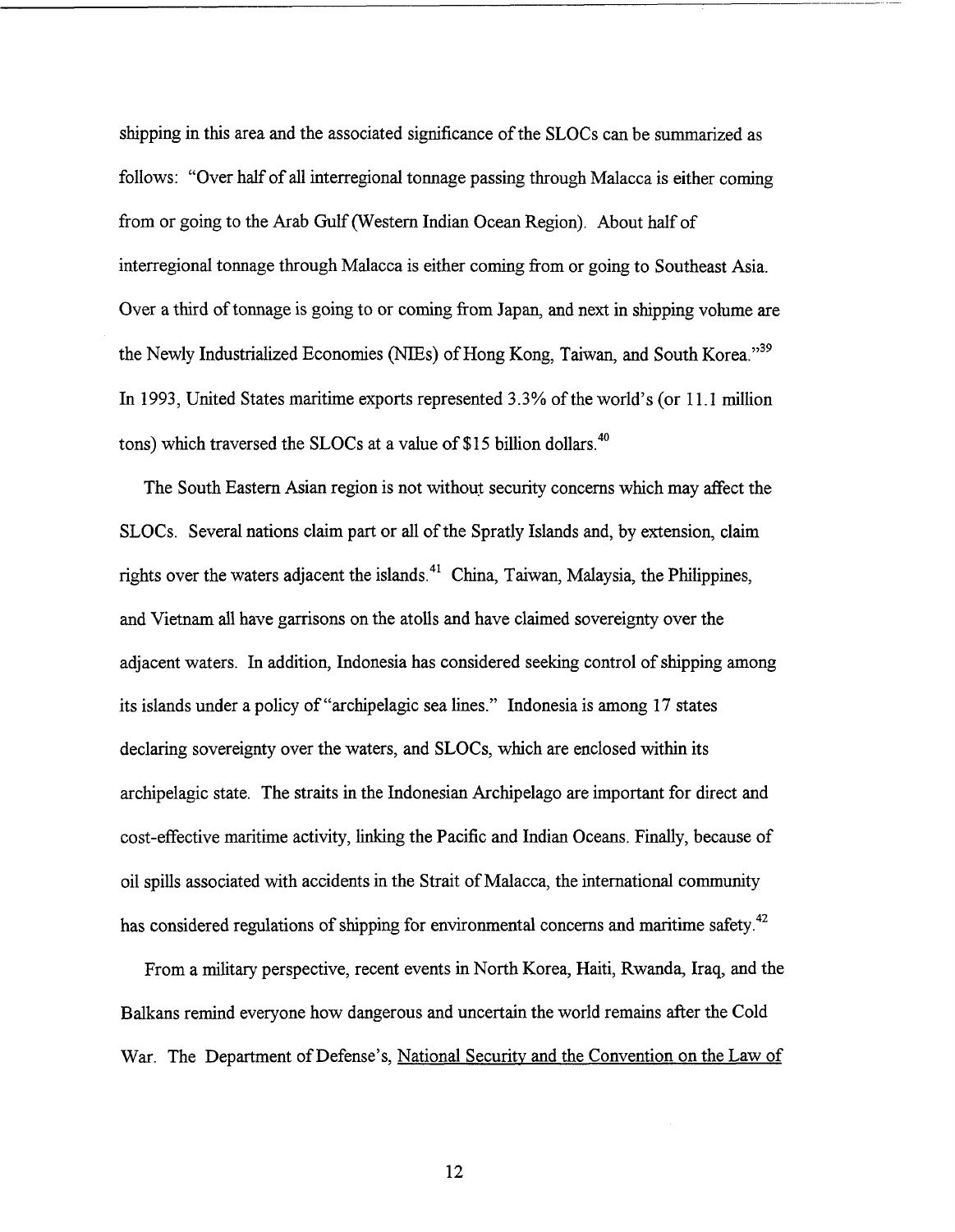shipping in this area and the associated significance of the SLOCs can be summarized as follows: "Over half of all interregional tonnage passing through Malacca is either coming from or going to the Arab Gulf (Western Indian Ocean Region). About half of interregional tonnage through Malacca is either coming from or going to Southeast Asia. Over a third of tonnage is going to or coming from Japan, and next in shipping volume are the Newly Industrialized Economies (NIEs) of Hong Kong, Taiwan, and South Korea."[39] In 1993, United States maritime exports represented 3.3% of the world's (or 11.1 million tons) which traversed the SLOCs at a value of $15 billion dollars.[40]

The South Eastern Asian region is not without security concerns which may affect the SLOCs. Several nations claim part or all of the Spratly Islands and, by extension, claim rights over the waters adjacent the islands.[41] China, Taiwan, Malaysia, the Philippines, and Vietnam all have garrisons on the atolls and have claimed sovereignty over the adjacent waters. In addition, Indonesia has considered seeking control of shipping among its islands under a policy of "archipelagic sea lines." Indonesia is among 17 states declaring sovereignty over the waters, and SLOCs, which are enclosed within its archipelagic state. The straits in the Indonesian Archipelago are important for direct and cost-effective maritime activity, linking the Pacific and Indian Oceans. Finally, because of oil spills associated with accidents in the Strait of Malacca, the international community has considered regulations of shipping for environmental concerns and maritime safety.[42]

From a military perspective, recent events in North Korea, Haiti, Rwanda, Iraq, and the Balkans remind everyone how dangerous and uncertain the world remains after the Cold War. The Department of Defense's, National Security and the Convention on the Law of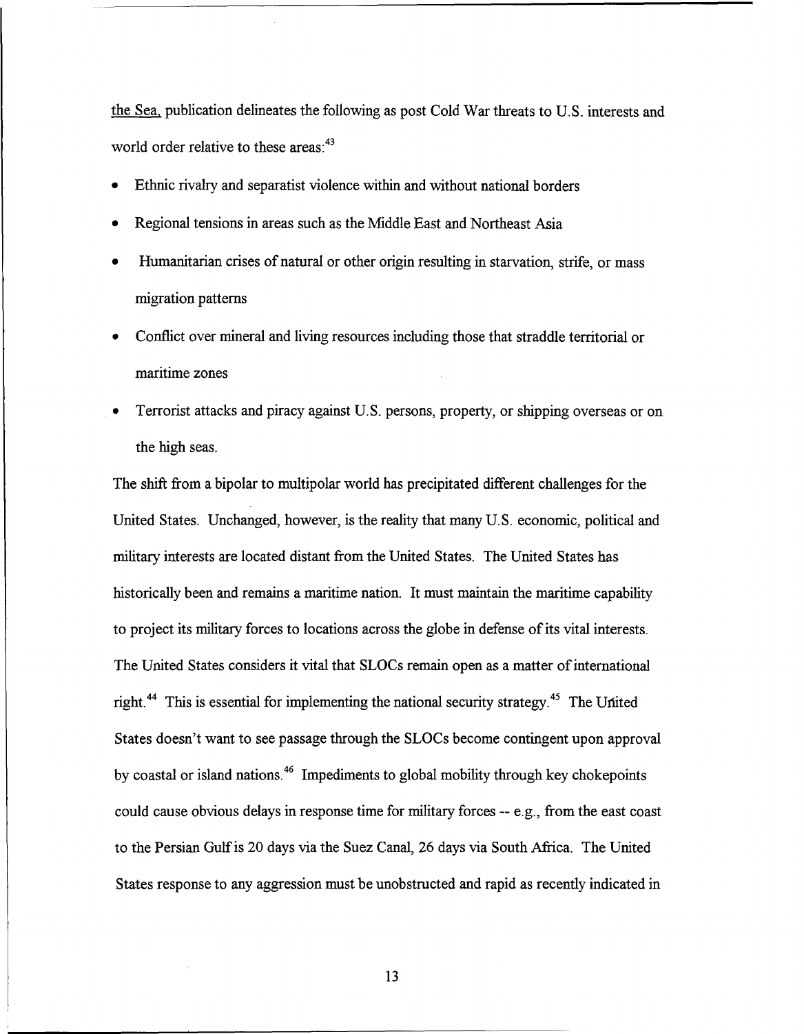the Sea, publication delineates the following as post Cold War threats to U.S. interests and world order relative to these areas:[43]

- Ethnic rivalry and separatist violence within and without national borders
- Regional tensions in areas such as the Middle East and Northeast Asia
- Humanitarian crises of natural or other origin resulting in starvation, strife, or mass migration patterns
- Conflict over mineral and living resources including those that straddle territorial or maritime zones
- Terrorist attacks and piracy against U.S. persons, property, or shipping overseas or on the high seas.

The shift from a bipolar to multipolar world has precipitated different challenges for the United States. Unchanged, however, is the reality that many U.S. economic, political and military interests are located distant from the United States. The United States has historically been and remains a maritime nation. It must maintain the maritime capability to project its military forces to locations across the globe in defense of its vital interests. The United States considers it vital that SLOCs remain open as a matter of international right.[44] This is essential for implementing the national security strategy.[45] The United States doesn't want to see passage through the SLOCs become contingent upon approval by coastal or island nations.[46] Impediments to global mobility through key chokepoints could cause obvious delays in response time for military forces -- e.g., from the east coast to the Persian Gulf is 20 days via the Suez Canal, 26 days via South Africa. The United States response to any aggression must be unobstructed and rapid as recently indicated in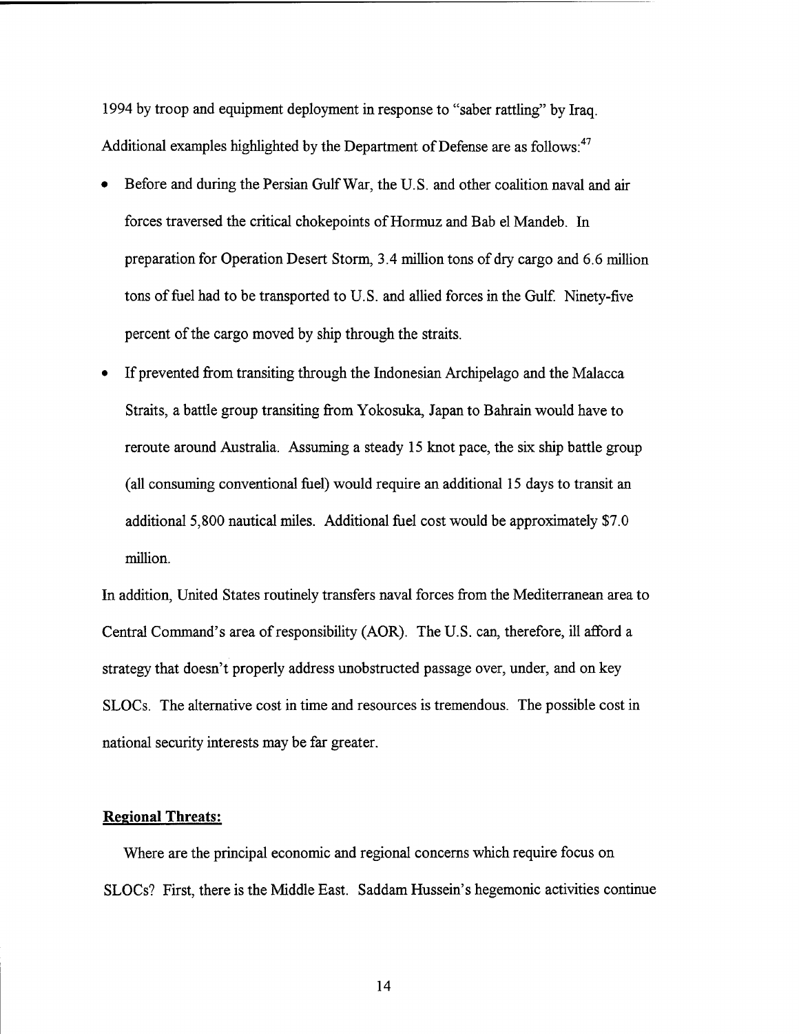1994 by troop and equipment deployment in response to "saber rattling" by Iraq. Additional examples highlighted by the Department of Defense are as follows:[47]

- Before and during the Persian Gulf War, the U.S. and other coalition naval and air forces traversed the critical chokepoints of Hormuz and Bab el Mandeb. In preparation for Operation Desert Storm, 3.4 million tons of dry cargo and 6.6 million tons of fuel had to be transported to U.S. and allied forces in the Gulf. Ninety-five percent of the cargo moved by ship through the straits.
- If prevented from transiting through the Indonesian Archipelago and the Malacca Straits, a battle group transiting from Yokosuka, Japan to Bahrain would have to reroute around Australia. Assuming a steady 15 knot pace, the six ship battle group (all consuming conventional fuel) would require an additional 15 days to transit an additional 5,800 nautical miles. Additional fuel cost would be approximately $7.0 million.

In addition, United States routinely transfers naval forces from the Mediterranean area to Central Command's area of responsibility (AOR). The U.S. can, therefore, ill afford a strategy that doesn't properly address unobstructed passage over, under, and on key SLOCs. The alternative cost in time and resources is tremendous. The possible cost in national security interests may be far greater.

**Regional Threats:**

Where are the principal economic and regional concerns which require focus on SLOCs? First, there is the Middle East. Saddam Hussein's hegemonic activities continue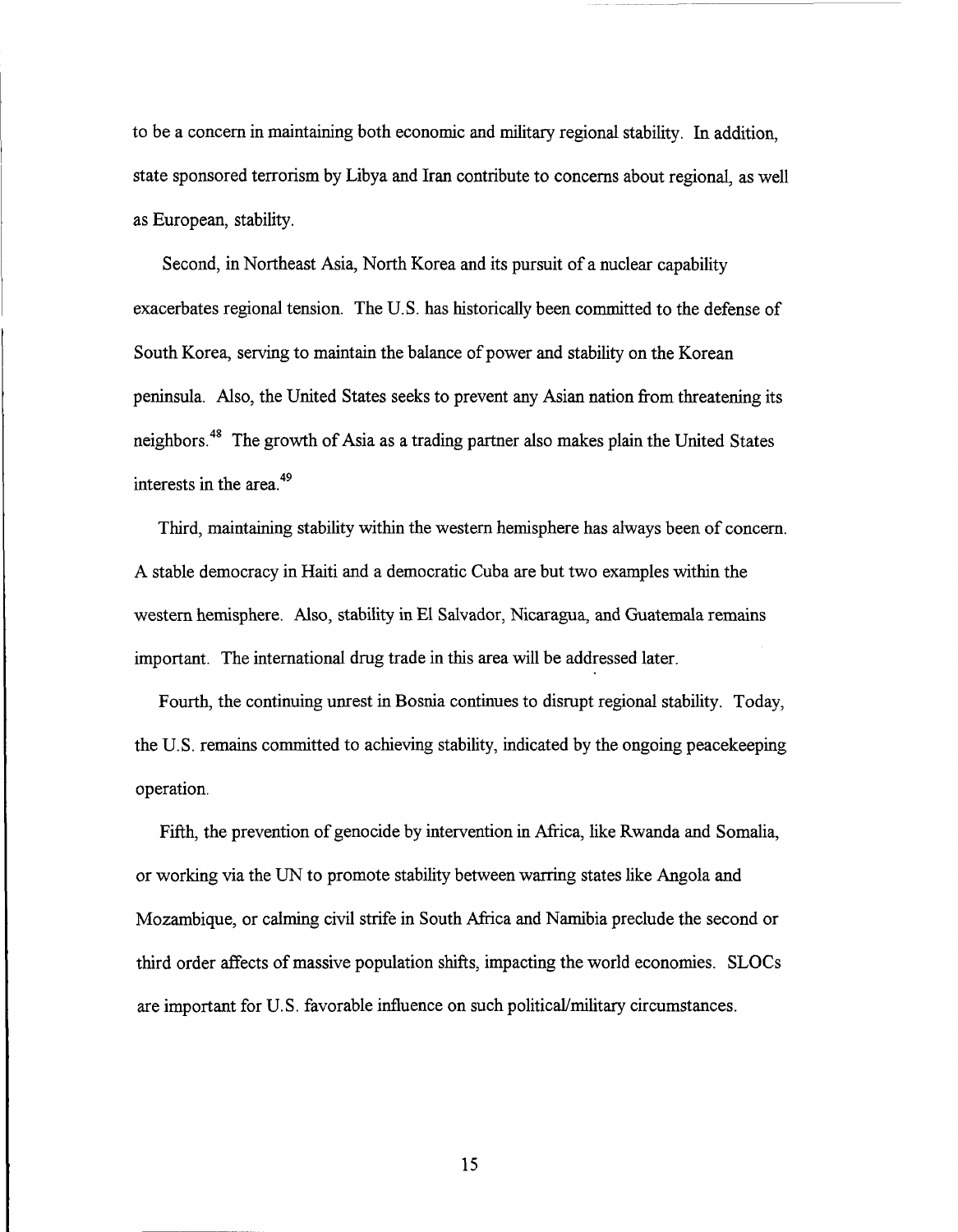to be a concern in maintaining both economic and military regional stability. In addition, state sponsored terrorism by Libya and Iran contribute to concerns about regional, as well as European, stability.

Second, in Northeast Asia, North Korea and its pursuit of a nuclear capability exacerbates regional tension. The U.S. has historically been committed to the defense of South Korea, serving to maintain the balance of power and stability on the Korean peninsula. Also, the United States seeks to prevent any Asian nation from threatening its neighbors.[48] The growth of Asia as a trading partner also makes plain the United States interests in the area.[49]

Third, maintaining stability within the western hemisphere has always been of concern. A stable democracy in Haiti and a democratic Cuba are but two examples within the western hemisphere. Also, stability in El Salvador, Nicaragua, and Guatemala remains important. The international drug trade in this area will be addressed later.

Fourth, the continuing unrest in Bosnia continues to disrupt regional stability. Today, the U.S. remains committed to achieving stability, indicated by the ongoing peacekeeping operation.

Fifth, the prevention of genocide by intervention in Africa, like Rwanda and Somalia, or working via the UN to promote stability between warring states like Angola and Mozambique, or calming civil strife in South Africa and Namibia preclude the second or third order affects of massive population shifts, impacting the world economies. SLOCs are important for U.S. favorable influence on such political/military circumstances.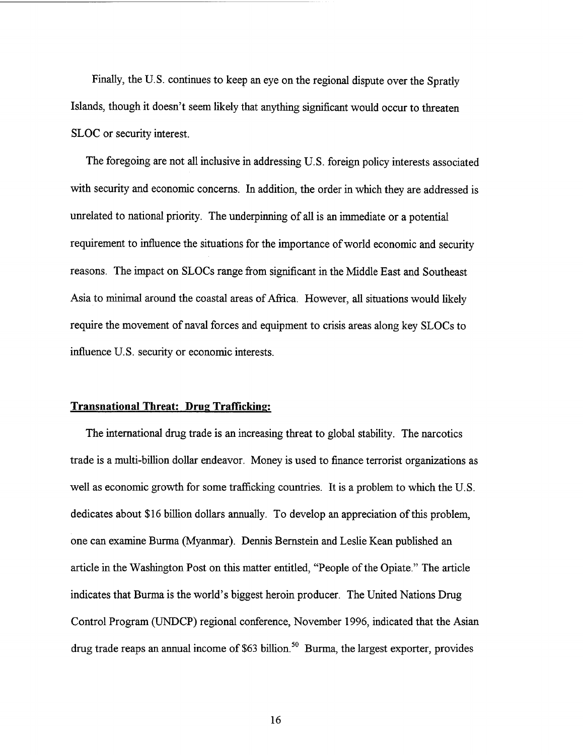Finally, the U.S. continues to keep an eye on the regional dispute over the Spratly Islands, though it doesn't seem likely that anything significant would occur to threaten SLOC or security interest.

The foregoing are not all inclusive in addressing U.S. foreign policy interests associated with security and economic concerns. In addition, the order in which they are addressed is unrelated to national priority. The underpinning of all is an immediate or a potential requirement to influence the situations for the importance of world economic and security reasons. The impact on SLOCs range from significant in the Middle East and Southeast Asia to minimal around the coastal areas of Africa. However, all situations would likely require the movement of naval forces and equipment to crisis areas along key SLOCs to influence U.S. security or economic interests.

**Transnational Threat: Drug Trafficking:**

The international drug trade is an increasing threat to global stability. The narcotics trade is a multi-billion dollar endeavor. Money is used to finance terrorist organizations as well as economic growth for some trafficking countries. It is a problem to which the U.S. dedicates about $16 billion dollars annually. To develop an appreciation of this problem, one can examine Burma (Myanmar). Dennis Bernstein and Leslie Kean published an article in the Washington Post on this matter entitled, "People of the Opiate." The article indicates that Burma is the world's biggest heroin producer. The United Nations Drug Control Program (UNDCP) regional conference, November 1996, indicated that the Asian drug trade reaps an annual income of $63 billion.[50] Burma, the largest exporter, provides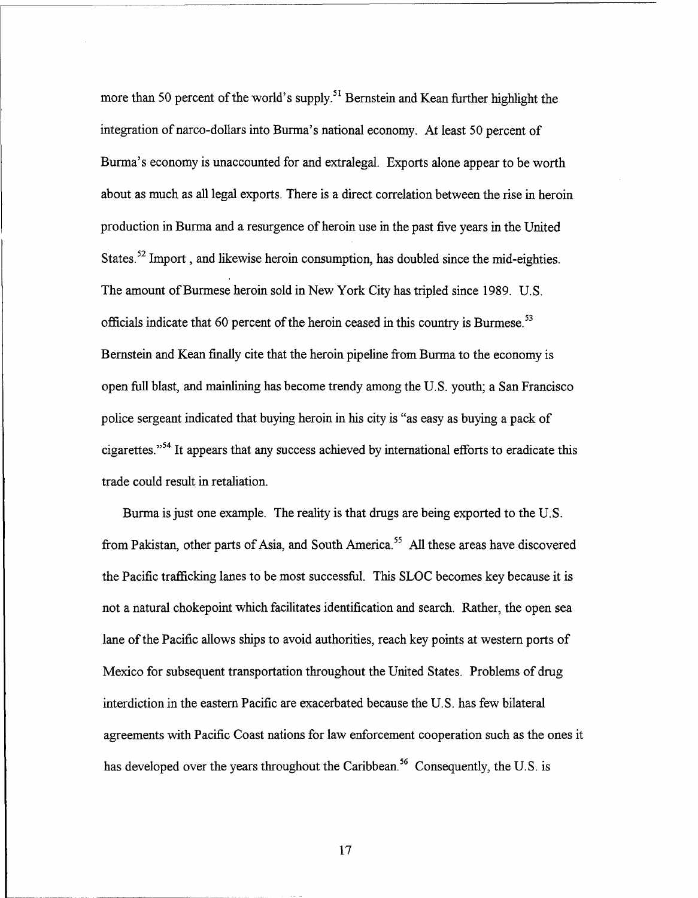more than 50 percent of the world's supply.[51] Bernstein and Kean further highlight the integration of narco-dollars into Burma's national economy. At least 50 percent of Burma's economy is unaccounted for and extralegal. Exports alone appear to be worth about as much as all legal exports. There is a direct correlation between the rise in heroin production in Burma and a resurgence of heroin use in the past five years in the United States.[52] Import , and likewise heroin consumption, has doubled since the mid-eighties. The amount of Burmese heroin sold in New York City has tripled since 1989. U.S. officials indicate that 60 percent of the heroin ceased in this country is Burmese.[53] Bernstein and Kean finally cite that the heroin pipeline from Burma to the economy is open full blast, and mainlining has become trendy among the U.S. youth; a San Francisco police sergeant indicated that buying heroin in his city is "as easy as buying a pack of cigarettes."[54] It appears that any success achieved by international efforts to eradicate this trade could result in retaliation.

Burma is just one example. The reality is that drugs are being exported to the U.S. from Pakistan, other parts of Asia, and South America.[55] All these areas have discovered the Pacific trafficking lanes to be most successful. This SLOC becomes key because it is not a natural chokepoint which facilitates identification and search. Rather, the open sea lane of the Pacific allows ships to avoid authorities, reach key points at western ports of Mexico for subsequent transportation throughout the United States. Problems of drug interdiction in the eastern Pacific are exacerbated because the U.S. has few bilateral agreements with Pacific Coast nations for law enforcement cooperation such as the ones it has developed over the years throughout the Caribbean.[56] Consequently, the U.S. is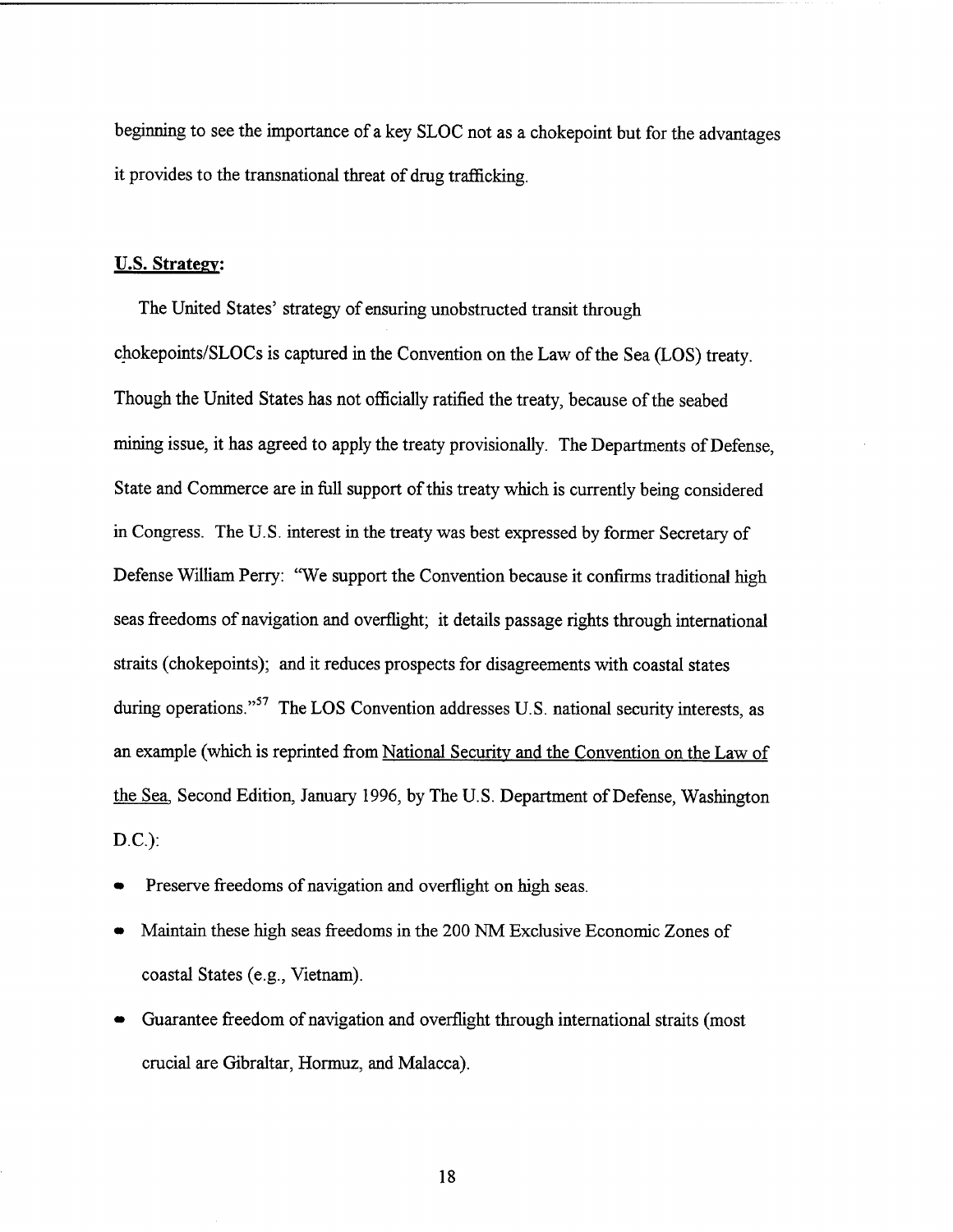beginning to see the importance of a key SLOC not as a chokepoint but for the advantages it provides to the transnational threat of drug trafficking.

**U.S. Strategy:**

The United States' strategy of ensuring unobstructed transit through chokepoints/SLOCs is captured in the Convention on the Law of the Sea (LOS) treaty. Though the United States has not officially ratified the treaty, because of the seabed mining issue, it has agreed to apply the treaty provisionally. The Departments of Defense, State and Commerce are in full support of this treaty which is currently being considered in Congress. The U.S. interest in the treaty was best expressed by former Secretary of Defense William Perry: "We support the Convention because it confirms traditional high seas freedoms of navigation and overflight; it details passage rights through international straits (chokepoints); and it reduces prospects for disagreements with coastal states during operations."[57] The LOS Convention addresses U.S. national security interests, as an example (which is reprinted from National Security and the Convention on the Law of the Sea, Second Edition, January 1996, by The U.S. Department of Defense, Washington D.C.):

- Preserve freedoms of navigation and overflight on high seas.
- Maintain these high seas freedoms in the 200 NM Exclusive Economic Zones of coastal States (e.g., Vietnam).
- Guarantee freedom of navigation and overflight through international straits (most crucial are Gibraltar, Hormuz, and Malacca).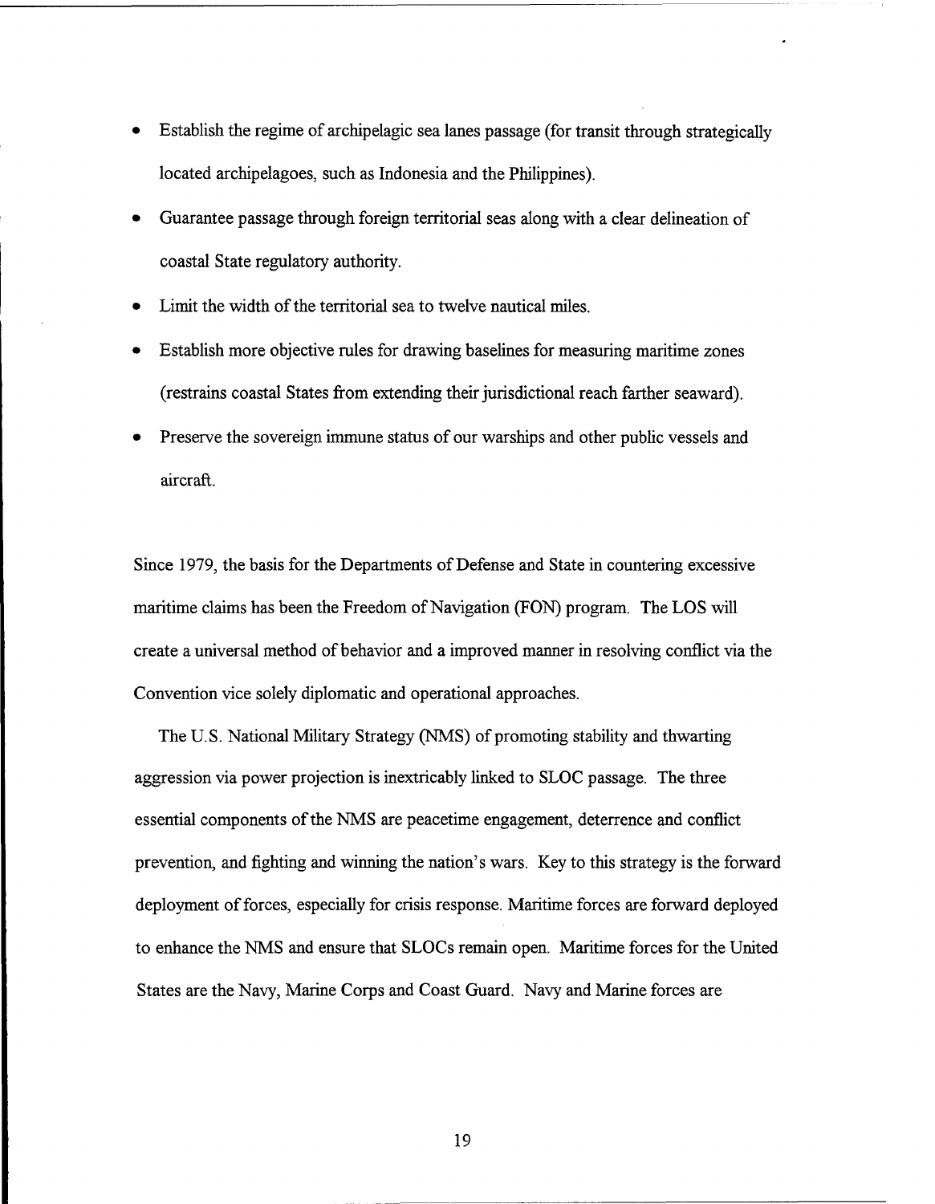- Establish the regime of archipelagic sea lanes passage (for transit through strategically located archipelagoes, such as Indonesia and the Philippines).
- Guarantee passage through foreign territorial seas along with a clear delineation of coastal State regulatory authority.
- Limit the width of the territorial sea to twelve nautical miles.
- Establish more objective rules for drawing baselines for measuring maritime zones (restrains coastal States from extending their jurisdictional reach farther seaward).
- Preserve the sovereign immune status of our warships and other public vessels and aircraft.

Since 1979, the basis for the Departments of Defense and State in countering excessive maritime claims has been the Freedom of Navigation (FON) program. The LOS will create a universal method of behavior and a improved manner in resolving conflict via the Convention vice solely diplomatic and operational approaches.

The U.S. National Military Strategy (NMS) of promoting stability and thwarting aggression via power projection is inextricably linked to SLOC passage. The three essential components of the NMS are peacetime engagement, deterrence and conflict prevention, and fighting and winning the nation's wars. Key to this strategy is the forward deployment of forces, especially for crisis response. Maritime forces are forward deployed to enhance the NMS and ensure that SLOCs remain open. Maritime forces for the United States are the Navy, Marine Corps and Coast Guard. Navy and Marine forces are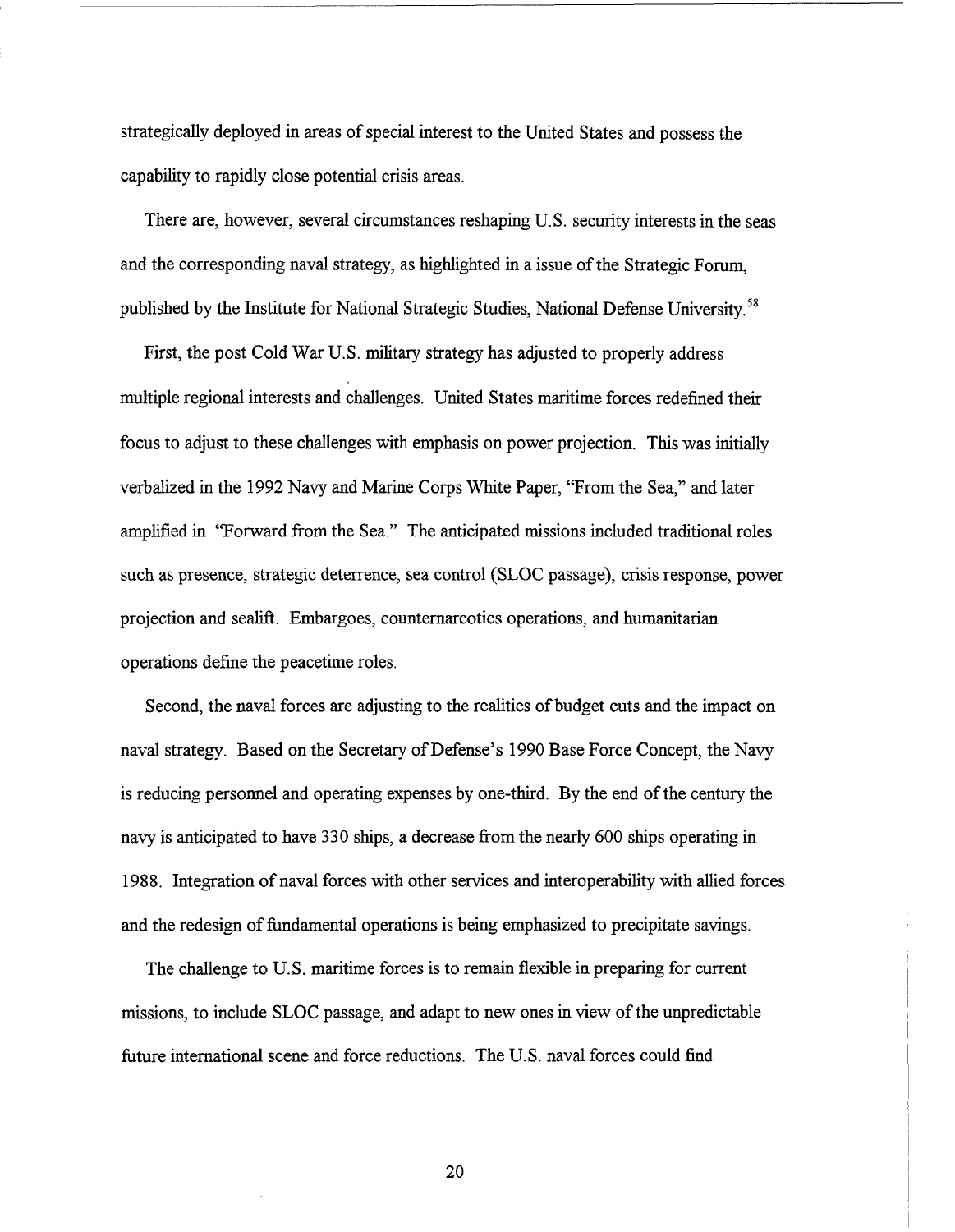strategically deployed in areas of special interest to the United States and possess the capability to rapidly close potential crisis areas.

There are, however, several circumstances reshaping U.S. security interests in the seas and the corresponding naval strategy, as highlighted in a issue of the Strategic Forum, published by the Institute for National Strategic Studies, National Defense University.[58]

First, the post Cold War U.S. military strategy has adjusted to properly address multiple regional interests and challenges. United States maritime forces redefined their focus to adjust to these challenges with emphasis on power projection. This was initially verbalized in the 1992 Navy and Marine Corps White Paper, "From the Sea," and later amplified in "Forward from the Sea." The anticipated missions included traditional roles such as presence, strategic deterrence, sea control (SLOC passage), crisis response, power projection and sealift. Embargoes, counternarcotics operations, and humanitarian operations define the peacetime roles.

Second, the naval forces are adjusting to the realities of budget cuts and the impact on naval strategy. Based on the Secretary of Defense's 1990 Base Force Concept, the Navy is reducing personnel and operating expenses by one-third. By the end of the century the navy is anticipated to have 330 ships, a decrease from the nearly 600 ships operating in 1988. Integration of naval forces with other services and interoperability with allied forces and the redesign of fundamental operations is being emphasized to precipitate savings.

The challenge to U.S. maritime forces is to remain flexible in preparing for current missions, to include SLOC passage, and adapt to new ones in view of the unpredictable future international scene and force reductions. The U.S. naval forces could find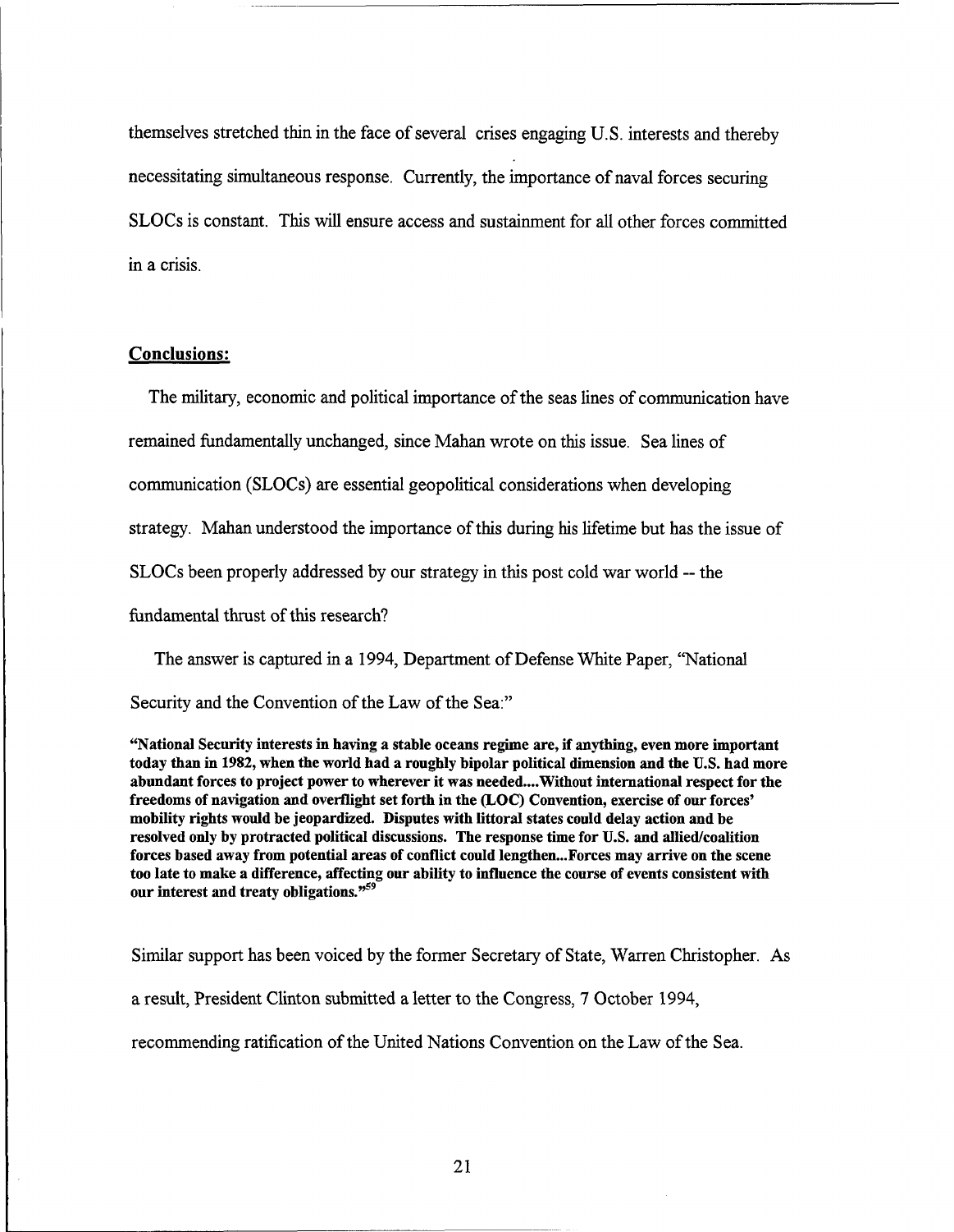themselves stretched thin in the face of several crises engaging U.S. interests and thereby necessitating simultaneous response. Currently, the importance of naval forces securing SLOCs is constant. This will ensure access and sustainment for all other forces committed in a crisis.

## Conclusions:

The military, economic and political importance of the seas lines of communication have remained fundamentally unchanged, since Mahan wrote on this issue. Sea lines of communication (SLOCs) are essential geopolitical considerations when developing strategy. Mahan understood the importance of this during his lifetime but has the issue of SLOCs been properly addressed by our strategy in this post cold war world -- the fundamental thrust of this research?

The answer is captured in a 1994, Department of Defense White Paper, "National Security and the Convention of the Law of the Sea:"

**"National Security interests in having a stable oceans regime are, if anything, even more important today than in 1982, when the world had a roughly bipolar political dimension and the U.S. had more abundant forces to project power to wherever it was needed....Without international respect for the freedoms of navigation and overflight set forth in the (LOC) Convention, exercise of our forces' mobility rights would be jeopardized. Disputes with littoral states could delay action and be resolved only by protracted political discussions. The response time for U.S. and allied/coalition forces based away from potential areas of conflict could lengthen...Forces may arrive on the scene too late to make a difference, affecting our ability to influence the course of events consistent with our interest and treaty obligations."[59]**

Similar support has been voiced by the former Secretary of State, Warren Christopher. As a result, President Clinton submitted a letter to the Congress, 7 October 1994, recommending ratification of the United Nations Convention on the Law of the Sea.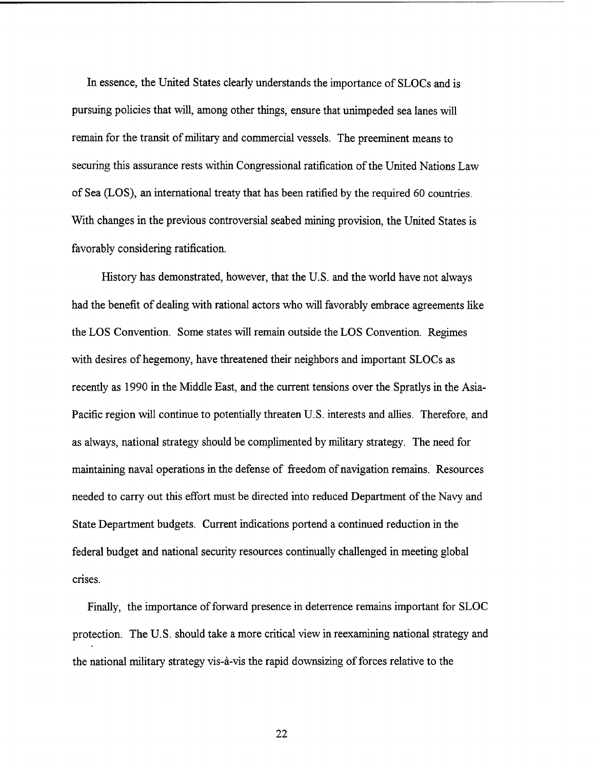In essence, the United States clearly understands the importance of SLOCs and is pursuing policies that will, among other things, ensure that unimpeded sea lanes will remain for the transit of military and commercial vessels. The preeminent means to securing this assurance rests within Congressional ratification of the United Nations Law of Sea (LOS), an international treaty that has been ratified by the required 60 countries. With changes in the previous controversial seabed mining provision, the United States is favorably considering ratification.

History has demonstrated, however, that the U.S. and the world have not always had the benefit of dealing with rational actors who will favorably embrace agreements like the LOS Convention. Some states will remain outside the LOS Convention. Regimes with desires of hegemony, have threatened their neighbors and important SLOCs as recently as 1990 in the Middle East, and the current tensions over the Spratlys in the Asia-Pacific region will continue to potentially threaten U.S. interests and allies. Therefore, and as always, national strategy should be complimented by military strategy. The need for maintaining naval operations in the defense of freedom of navigation remains. Resources needed to carry out this effort must be directed into reduced Department of the Navy and State Department budgets. Current indications portend a continued reduction in the federal budget and national security resources continually challenged in meeting global crises.

Finally, the importance of forward presence in deterrence remains important for SLOC protection. The U.S. should take a more critical view in reexamining national strategy and the national military strategy vis-à-vis the rapid downsizing of forces relative to the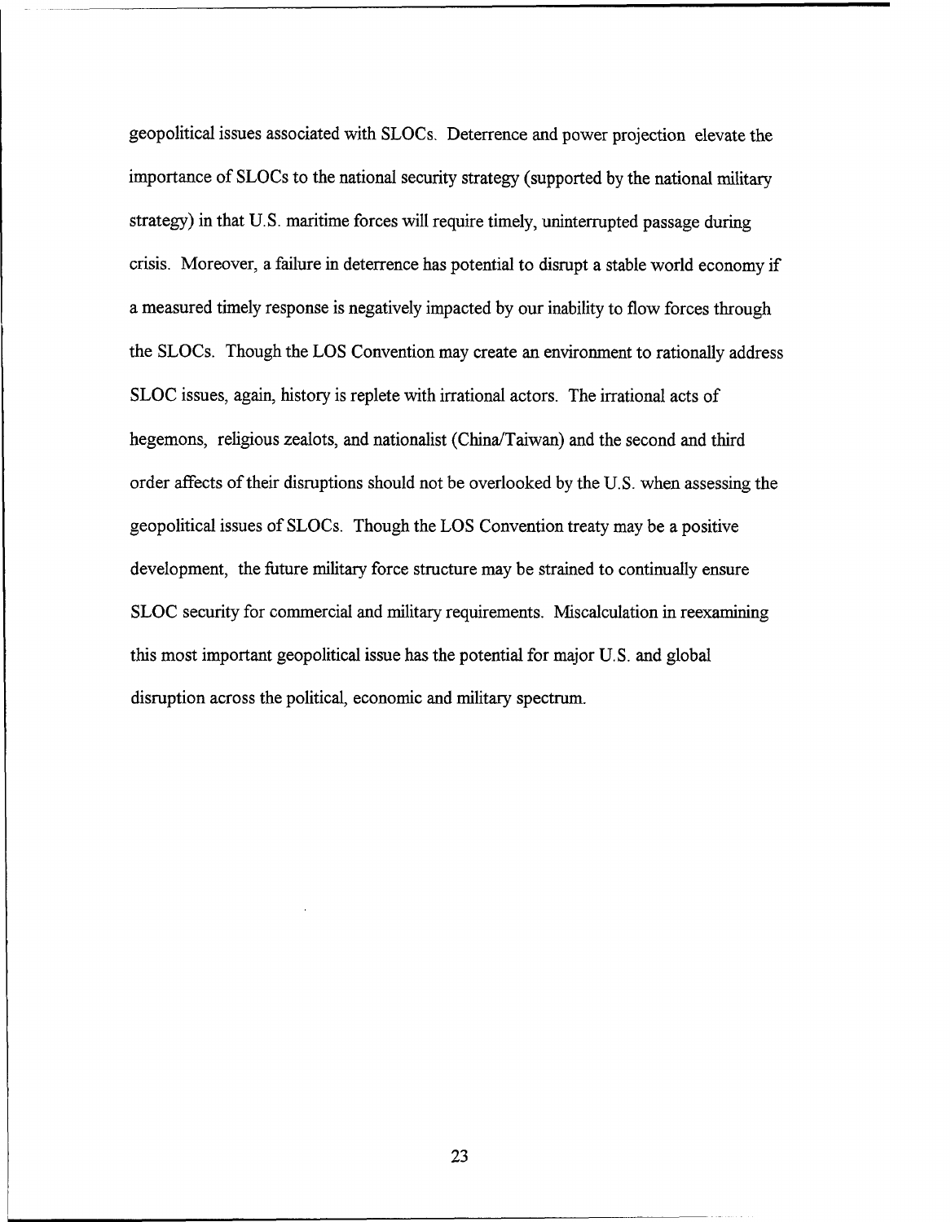geopolitical issues associated with SLOCs. Deterrence and power projection elevate the importance of SLOCs to the national security strategy (supported by the national military strategy) in that U.S. maritime forces will require timely, uninterrupted passage during crisis. Moreover, a failure in deterrence has potential to disrupt a stable world economy if a measured timely response is negatively impacted by our inability to flow forces through the SLOCs. Though the LOS Convention may create an environment to rationally address SLOC issues, again, history is replete with irrational actors. The irrational acts of hegemons, religious zealots, and nationalist (China/Taiwan) and the second and third order affects of their disruptions should not be overlooked by the U.S. when assessing the geopolitical issues of SLOCs. Though the LOS Convention treaty may be a positive development, the future military force structure may be strained to continually ensure SLOC security for commercial and military requirements. Miscalculation in reexamining this most important geopolitical issue has the potential for major U.S. and global disruption across the political, economic and military spectrum.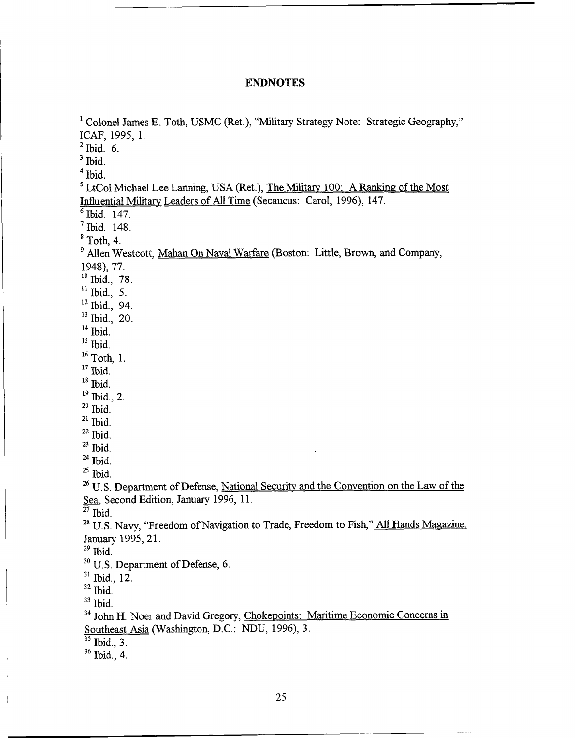## ENDNOTES

[1] Colonel James E. Toth, USMC (Ret.), "Military Strategy Note: Strategic Geography," ICAF, 1995, 1.
[2] Ibid. 6.
[3] Ibid.
[4] Ibid.
[5] LtCol Michael Lee Lanning, USA (Ret.), The Military 100: A Ranking of the Most Influential Military Leaders of All Time (Secaucus: Carol, 1996), 147.
[6] Ibid. 147.
[7] Ibid. 148.
[8] Toth, 4.
[9] Allen Westcott, Mahan On Naval Warfare (Boston: Little, Brown, and Company, 1948), 77.
[10] Ibid., 78.
[11] Ibid., 5.
[12] Ibid., 94.
[13] Ibid., 20.
[14] Ibid.
[15] Ibid.
[16] Toth, 1.
[17] Ibid.
[18] Ibid.
[19] Ibid., 2.
[20] Ibid.
[21] Ibid.
[22] Ibid.
[23] Ibid.
[24] Ibid.
[25] Ibid.
[26] U.S. Department of Defense, National Security and the Convention on the Law of the Sea, Second Edition, January 1996, 11.
[27] Ibid.
[28] U.S. Navy, "Freedom of Navigation to Trade, Freedom to Fish," All Hands Magazine, January 1995, 21.
[29] Ibid.
[30] U.S. Department of Defense, 6.
[31] Ibid., 12.
[32] Ibid.
[33] Ibid.
[34] John H. Noer and David Gregory, Chokepoints: Maritime Economic Concerns in Southeast Asia (Washington, D.C.: NDU, 1996), 3.
[35] Ibid., 3.
[36] Ibid., 4.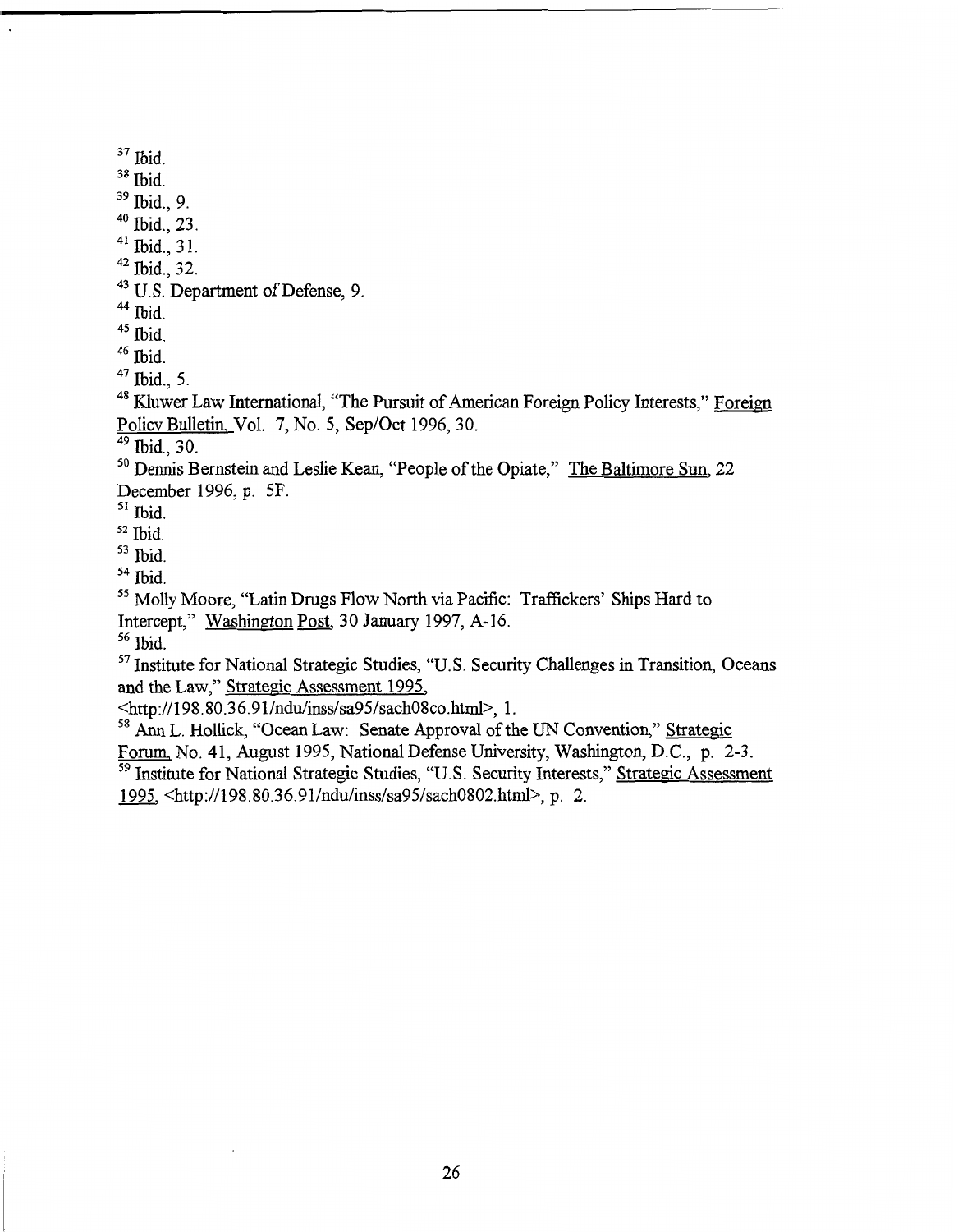[37] Ibid.

[38] Ibid.

[39] Ibid., 9.

[40] Ibid., 23.

[41] Ibid., 31.

[42] Ibid., 32.

[43] U.S. Department of Defense, 9.

[44] Ibid.

[45] Ibid.

[46] Ibid.

[47] Ibid., 5.

[48] Kluwer Law International, "The Pursuit of American Foreign Policy Interests," Foreign Policy Bulletin, Vol. 7, No. 5, Sep/Oct 1996, 30.

[49] Ibid., 30.

[50] Dennis Bernstein and Leslie Kean, "People of the Opiate," The Baltimore Sun, 22 December 1996, p. 5F.

[51] Ibid.

[52] Ibid.

[53] Ibid.

[54] Ibid.

[55] Molly Moore, "Latin Drugs Flow North via Pacific: Traffickers' Ships Hard to Intercept," Washington Post, 30 January 1997, A-16.

[56] Ibid.

[57] Institute for National Strategic Studies, "U.S. Security Challenges in Transition, Oceans and the Law," Strategic Assessment 1995, <http://198.80.36.91/ndu/inss/sa95/sach08co.html>, 1.

[58] Ann L. Hollick, "Ocean Law: Senate Approval of the UN Convention," Strategic Forum, No. 41, August 1995, National Defense University, Washington, D.C., p. 2-3.

[59] Institute for National Strategic Studies, "U.S. Security Interests," Strategic Assessment 1995, <http://198.80.36.91/ndu/inss/sa95/sach0802.html>, p. 2.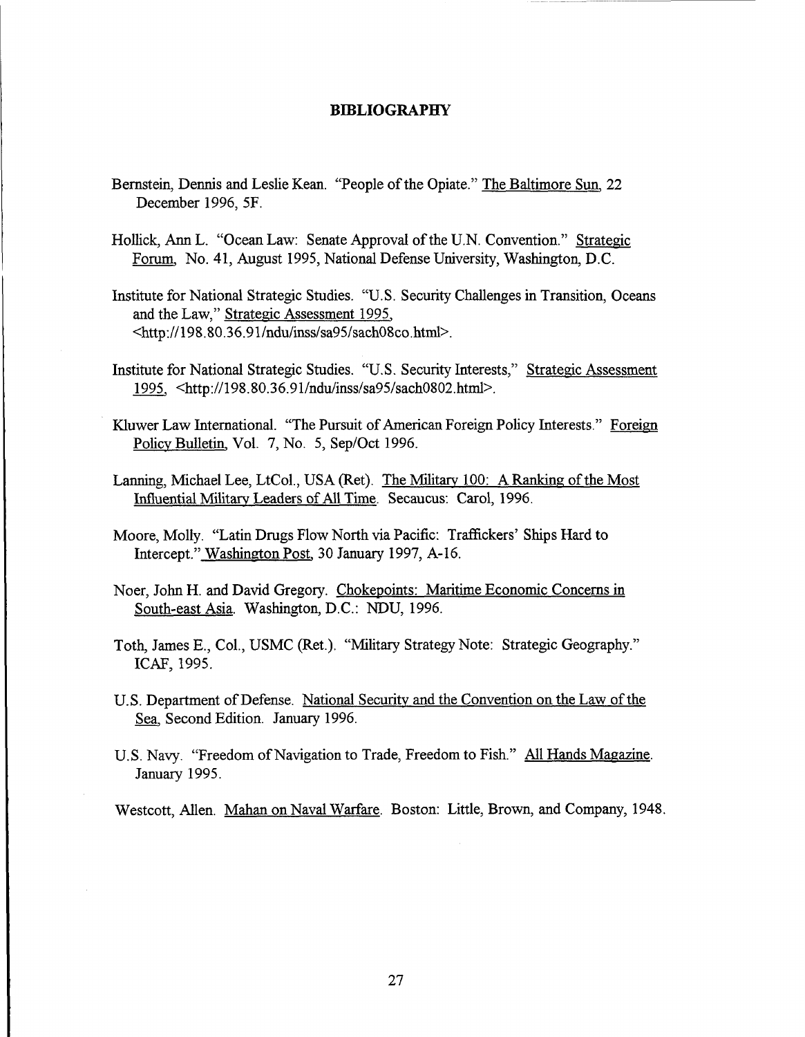# BIBLIOGRAPHY

Bernstein, Dennis and Leslie Kean. "People of the Opiate." The Baltimore Sun, 22 December 1996, 5F.

Hollick, Ann L. "Ocean Law: Senate Approval of the U.N. Convention." Strategic Forum, No. 41, August 1995, National Defense University, Washington, D.C.

Institute for National Strategic Studies. "U.S. Security Challenges in Transition, Oceans and the Law," Strategic Assessment 1995, <http://198.80.36.91/ndu/inss/sa95/sach08co.html>.

Institute for National Strategic Studies. "U.S. Security Interests," Strategic Assessment 1995, <http://198.80.36.91/ndu/inss/sa95/sach0802.html>.

Kluwer Law International. "The Pursuit of American Foreign Policy Interests." Foreign Policy Bulletin, Vol. 7, No. 5, Sep/Oct 1996.

Lanning, Michael Lee, LtCol., USA (Ret). The Military 100: A Ranking of the Most Influential Military Leaders of All Time. Secaucus: Carol, 1996.

Moore, Molly. "Latin Drugs Flow North via Pacific: Traffickers' Ships Hard to Intercept." Washington Post, 30 January 1997, A-16.

Noer, John H. and David Gregory. Chokepoints: Maritime Economic Concerns in South-east Asia. Washington, D.C.: NDU, 1996.

Toth, James E., Col., USMC (Ret.). "Military Strategy Note: Strategic Geography." ICAF, 1995.

U.S. Department of Defense. National Security and the Convention on the Law of the Sea, Second Edition. January 1996.

U.S. Navy. "Freedom of Navigation to Trade, Freedom to Fish." All Hands Magazine. January 1995.

Westcott, Allen. Mahan on Naval Warfare. Boston: Little, Brown, and Company, 1948.